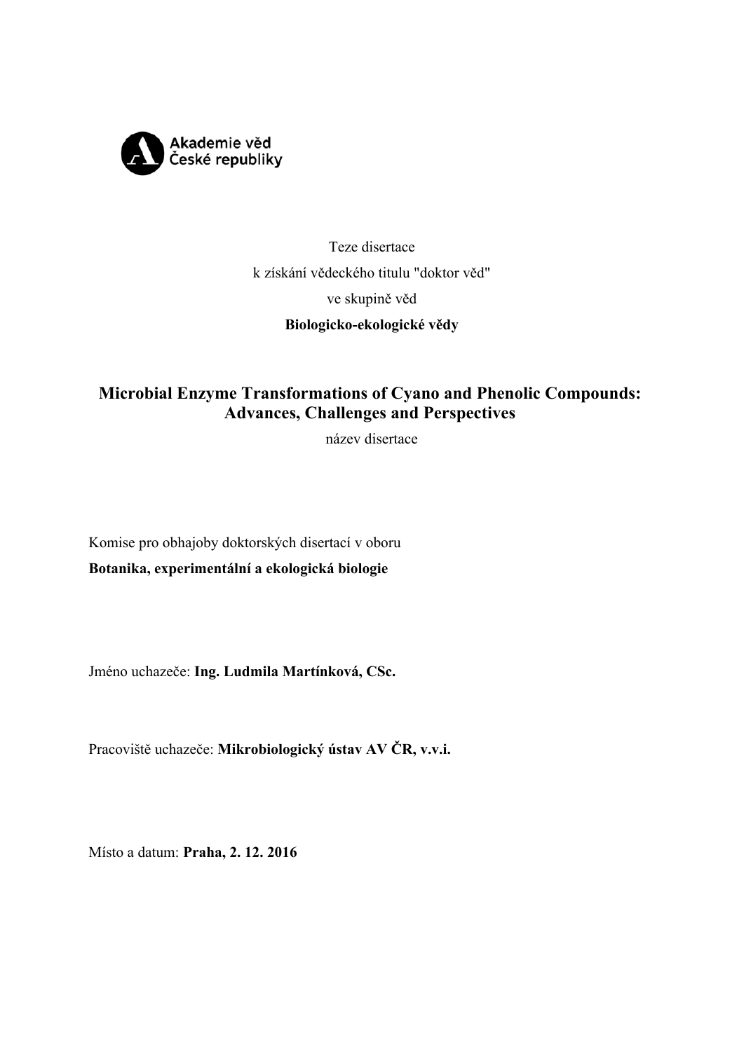Akademie věd České republiky

Teze disertace

k získání vědeckého titulu "doktor věd"

ve skupině věd

**Biologicko-ekologické vědy**

# Microbial Enzyme Transformations of Cyano and Phenolic Compounds: Advances, Challenges and Perspectives

název disertace

Komise pro obhajoby doktorských disertací v oboru

**Botanika, experimentální a ekologická biologie**

Jméno uchazeče: **Ing. Ludmila Martínková, CSc.**

Pracoviště uchazeče: **Mikrobiologický ústav AV ČR, v.v.i.**

Místo a datum: **Praha, 2. 12. 2016**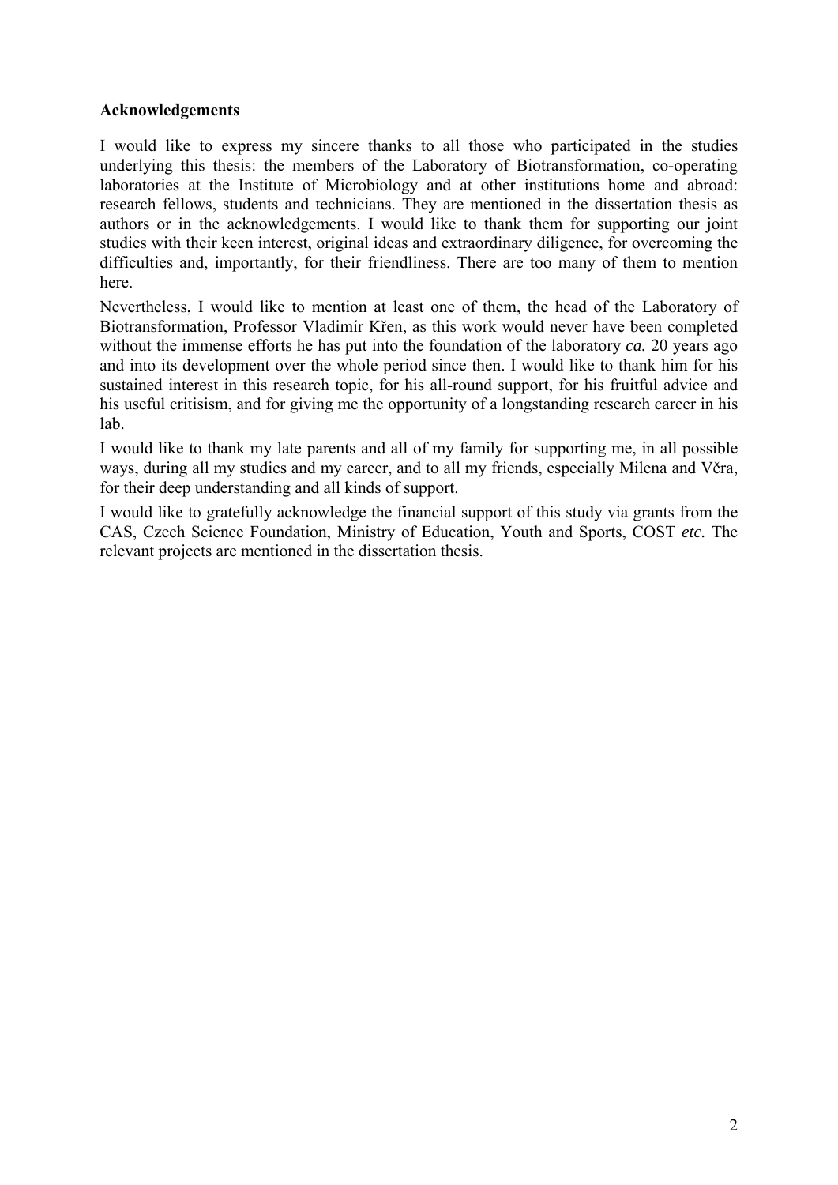**Acknowledgements**

I would like to express my sincere thanks to all those who participated in the studies underlying this thesis: the members of the Laboratory of Biotransformation, co-operating laboratories at the Institute of Microbiology and at other institutions home and abroad: research fellows, students and technicians. They are mentioned in the dissertation thesis as authors or in the acknowledgements. I would like to thank them for supporting our joint studies with their keen interest, original ideas and extraordinary diligence, for overcoming the difficulties and, importantly, for their friendliness. There are too many of them to mention here.

Nevertheless, I would like to mention at least one of them, the head of the Laboratory of Biotransformation, Professor Vladimír Křen, as this work would never have been completed without the immense efforts he has put into the foundation of the laboratory *ca.* 20 years ago and into its development over the whole period since then. I would like to thank him for his sustained interest in this research topic, for his all-round support, for his fruitful advice and his useful critisism, and for giving me the opportunity of a longstanding research career in his lab.

I would like to thank my late parents and all of my family for supporting me, in all possible ways, during all my studies and my career, and to all my friends, especially Milena and Věra, for their deep understanding and all kinds of support.

I would like to gratefully acknowledge the financial support of this study via grants from the CAS, Czech Science Foundation, Ministry of Education, Youth and Sports, COST *etc.* The relevant projects are mentioned in the dissertation thesis.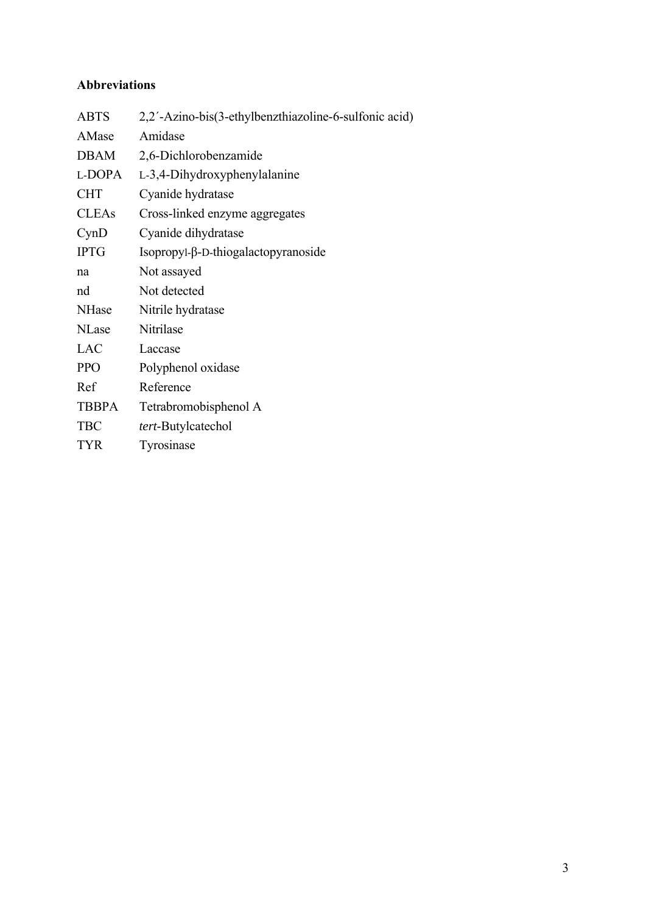**Abbreviations**

| | |
|---|---|
| ABTS | 2,2´-Azino-bis(3-ethylbenzthiazoline-6-sulfonic acid) |
| AMase | Amidase |
| DBAM | 2,6-Dichlorobenzamide |
| L-DOPA | L-3,4-Dihydroxyphenylalanine |
| CHT | Cyanide hydratase |
| CLEAs | Cross-linked enzyme aggregates |
| CynD | Cyanide dihydratase |
| IPTG | Isopropyl-β-D-thiogalactopyranoside |
| na | Not assayed |
| nd | Not detected |
| NHase | Nitrile hydratase |
| NLase | Nitrilase |
| LAC | Laccase |
| PPO | Polyphenol oxidase |
| Ref | Reference |
| TBBPA | Tetrabromobisphenol A |
| TBC | *tert*-Butylcatechol |
| TYR | Tyrosinase |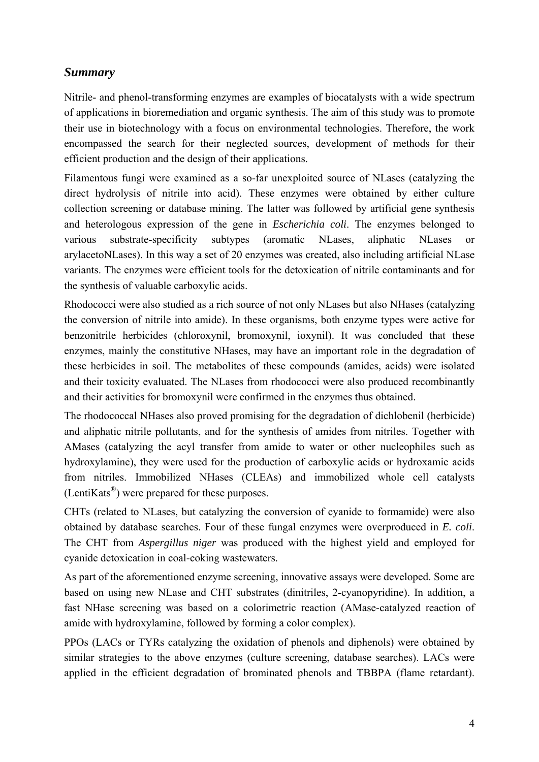## *Summary*

Nitrile- and phenol-transforming enzymes are examples of biocatalysts with a wide spectrum of applications in bioremediation and organic synthesis. The aim of this study was to promote their use in biotechnology with a focus on environmental technologies. Therefore, the work encompassed the search for their neglected sources, development of methods for their efficient production and the design of their applications.

Filamentous fungi were examined as a so-far unexploited source of NLases (catalyzing the direct hydrolysis of nitrile into acid). These enzymes were obtained by either culture collection screening or database mining. The latter was followed by artificial gene synthesis and heterologous expression of the gene in *Escherichia coli*. The enzymes belonged to various substrate-specificity subtypes (aromatic NLases, aliphatic NLases or arylacetoNLases). In this way a set of 20 enzymes was created, also including artificial NLase variants. The enzymes were efficient tools for the detoxication of nitrile contaminants and for the synthesis of valuable carboxylic acids.

Rhodococci were also studied as a rich source of not only NLases but also NHases (catalyzing the conversion of nitrile into amide). In these organisms, both enzyme types were active for benzonitrile herbicides (chloroxynil, bromoxynil, ioxynil). It was concluded that these enzymes, mainly the constitutive NHases, may have an important role in the degradation of these herbicides in soil. The metabolites of these compounds (amides, acids) were isolated and their toxicity evaluated. The NLases from rhodococci were also produced recombinantly and their activities for bromoxynil were confirmed in the enzymes thus obtained.

The rhodococcal NHases also proved promising for the degradation of dichlobenil (herbicide) and aliphatic nitrile pollutants, and for the synthesis of amides from nitriles. Together with AMases (catalyzing the acyl transfer from amide to water or other nucleophiles such as hydroxylamine), they were used for the production of carboxylic acids or hydroxamic acids from nitriles. Immobilized NHases (CLEAs) and immobilized whole cell catalysts (LentiKats®) were prepared for these purposes.

CHTs (related to NLases, but catalyzing the conversion of cyanide to formamide) were also obtained by database searches. Four of these fungal enzymes were overproduced in *E. coli*. The CHT from *Aspergillus niger* was produced with the highest yield and employed for cyanide detoxication in coal-coking wastewaters.

As part of the aforementioned enzyme screening, innovative assays were developed. Some are based on using new NLase and CHT substrates (dinitriles, 2-cyanopyridine). In addition, a fast NHase screening was based on a colorimetric reaction (AMase-catalyzed reaction of amide with hydroxylamine, followed by forming a color complex).

PPOs (LACs or TYRs catalyzing the oxidation of phenols and diphenols) were obtained by similar strategies to the above enzymes (culture screening, database searches). LACs were applied in the efficient degradation of brominated phenols and TBBPA (flame retardant).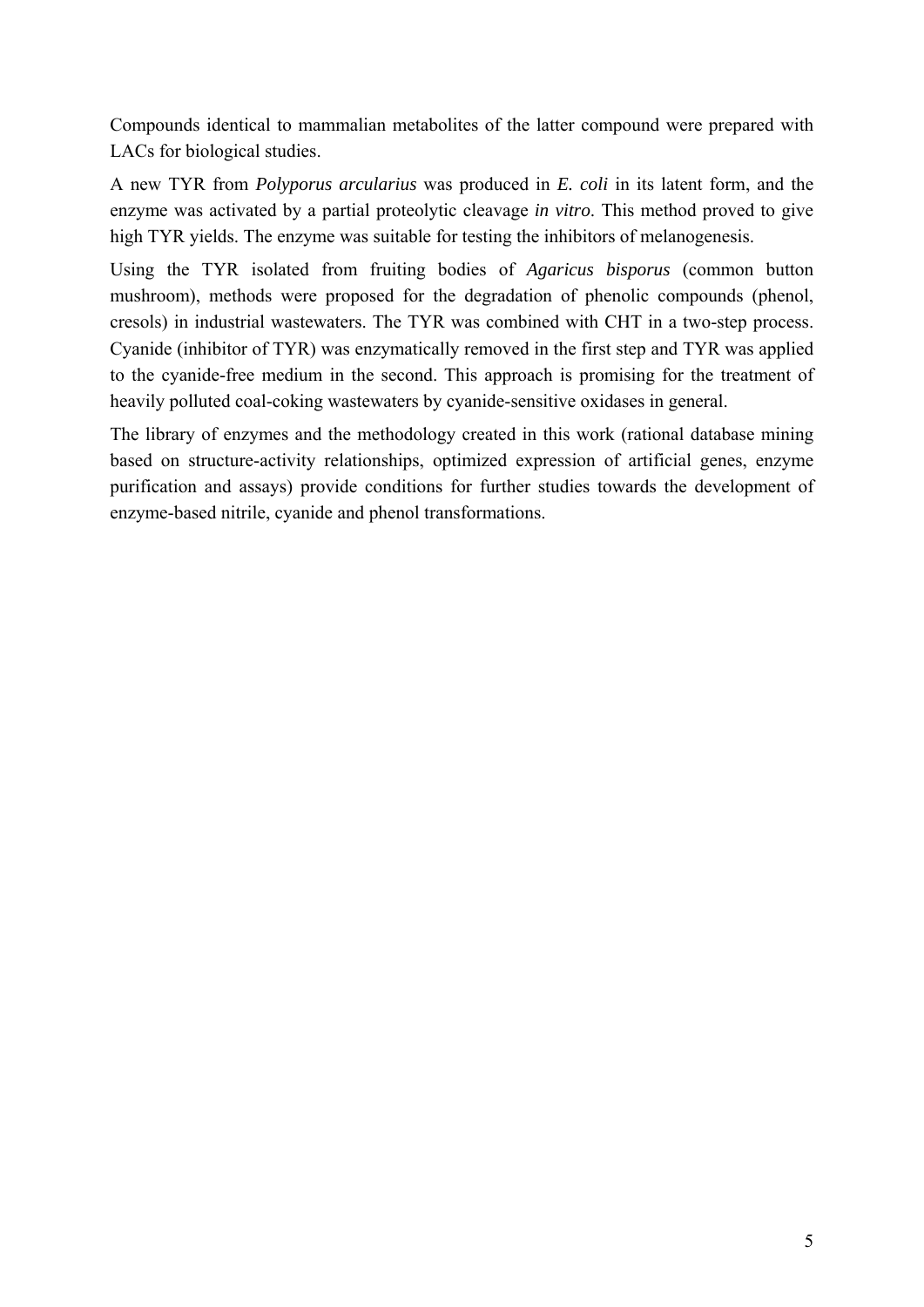Compounds identical to mammalian metabolites of the latter compound were prepared with LACs for biological studies.

A new TYR from *Polyporus arcularius* was produced in *E. coli* in its latent form, and the enzyme was activated by a partial proteolytic cleavage *in vitro*. This method proved to give high TYR yields. The enzyme was suitable for testing the inhibitors of melanogenesis.

Using the TYR isolated from fruiting bodies of *Agaricus bisporus* (common button mushroom), methods were proposed for the degradation of phenolic compounds (phenol, cresols) in industrial wastewaters. The TYR was combined with CHT in a two-step process. Cyanide (inhibitor of TYR) was enzymatically removed in the first step and TYR was applied to the cyanide-free medium in the second. This approach is promising for the treatment of heavily polluted coal-coking wastewaters by cyanide-sensitive oxidases in general.

The library of enzymes and the methodology created in this work (rational database mining based on structure-activity relationships, optimized expression of artificial genes, enzyme purification and assays) provide conditions for further studies towards the development of enzyme-based nitrile, cyanide and phenol transformations.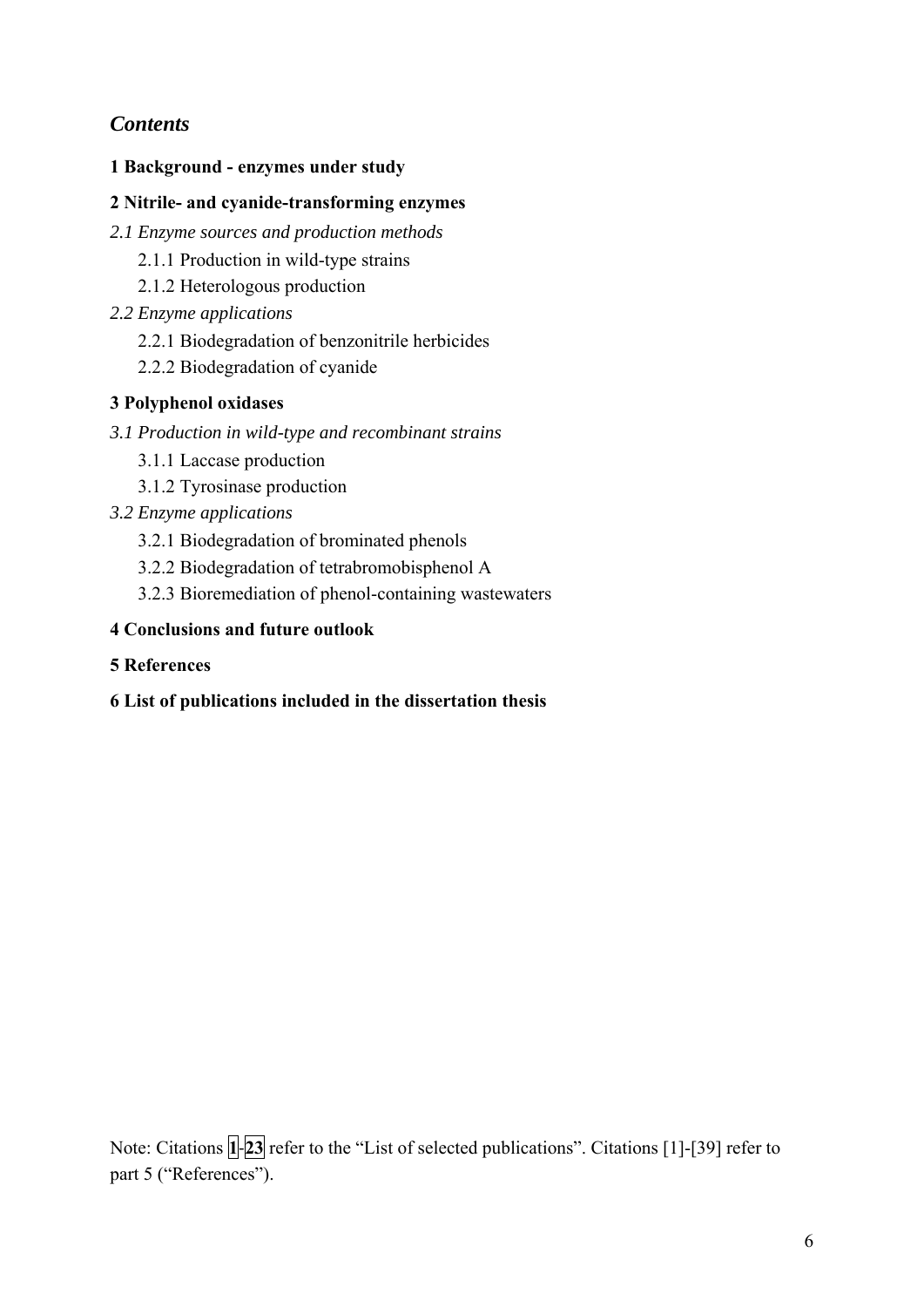## *Contents*

**1 Background - enzymes under study**

**2 Nitrile- and cyanide-transforming enzymes**

*2.1 Enzyme sources and production methods*

- 2.1.1 Production in wild-type strains
- 2.1.2 Heterologous production

*2.2 Enzyme applications*

- 2.2.1 Biodegradation of benzonitrile herbicides
- 2.2.2 Biodegradation of cyanide

**3 Polyphenol oxidases**

*3.1 Production in wild-type and recombinant strains*

- 3.1.1 Laccase production
- 3.1.2 Tyrosinase production

*3.2 Enzyme applications*

- 3.2.1 Biodegradation of brominated phenols
- 3.2.2 Biodegradation of tetrabromobisphenol A
- 3.2.3 Bioremediation of phenol-containing wastewaters

**4 Conclusions and future outlook**

**5 References**

**6 List of publications included in the dissertation thesis**

Note: Citations **1**-**23** refer to the "List of selected publications". Citations [1]-[39] refer to part 5 ("References").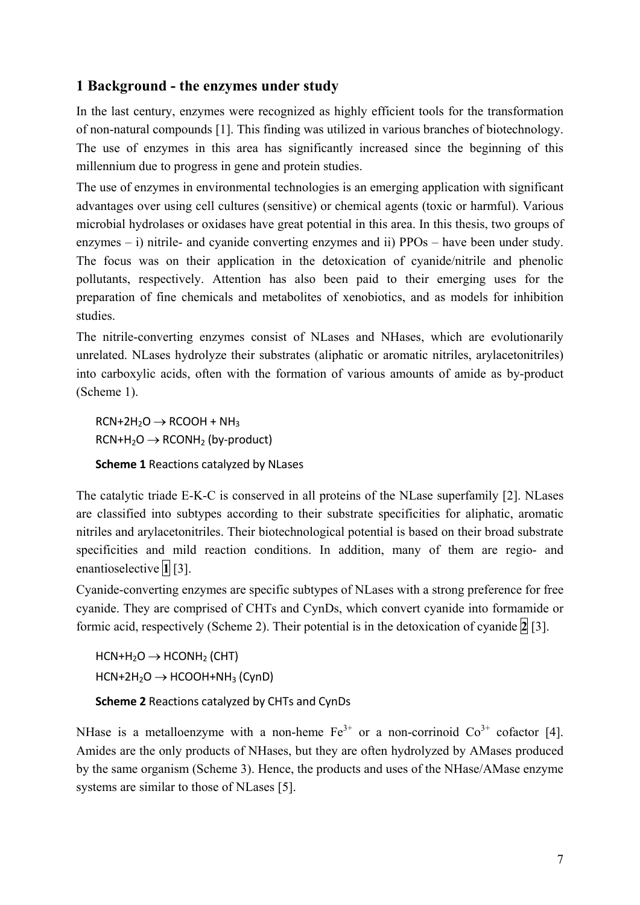## 1 Background - the enzymes under study

In the last century, enzymes were recognized as highly efficient tools for the transformation of non-natural compounds [1]. This finding was utilized in various branches of biotechnology. The use of enzymes in this area has significantly increased since the beginning of this millennium due to progress in gene and protein studies.

The use of enzymes in environmental technologies is an emerging application with significant advantages over using cell cultures (sensitive) or chemical agents (toxic or harmful). Various microbial hydrolases or oxidases have great potential in this area. In this thesis, two groups of enzymes – i) nitrile- and cyanide converting enzymes and ii) PPOs – have been under study. The focus was on their application in the detoxication of cyanide/nitrile and phenolic pollutants, respectively. Attention has also been paid to their emerging uses for the preparation of fine chemicals and metabolites of xenobiotics, and as models for inhibition studies.

The nitrile-converting enzymes consist of NLases and NHases, which are evolutionarily unrelated. NLases hydrolyze their substrates (aliphatic or aromatic nitriles, arylacetonitriles) into carboxylic acids, often with the formation of various amounts of amide as by-product (Scheme 1).

$$RCN + 2H_2O \rightarrow RCOOH + NH_3$$
$$RCN + H_2O \rightarrow RCONH_2 \text{ (by-product)}$$

**Scheme 1** Reactions catalyzed by NLases

The catalytic triade E-K-C is conserved in all proteins of the NLase superfamily [2]. NLases are classified into subtypes according to their substrate specificities for aliphatic, aromatic nitriles and arylacetonitriles. Their biotechnological potential is based on their broad substrate specificities and mild reaction conditions. In addition, many of them are regio- and enantioselective **1** [3].

Cyanide-converting enzymes are specific subtypes of NLases with a strong preference for free cyanide. They are comprised of CHTs and CynDs, which convert cyanide into formamide or formic acid, respectively (Scheme 2). Their potential is in the detoxication of cyanide **2** [3].

$$HCN + H_2O \rightarrow HCONH_2 \text{ (CHT)}$$
$$HCN + 2H_2O \rightarrow HCOOH + NH_3 \text{ (CynD)}$$

**Scheme 2** Reactions catalyzed by CHTs and CynDs

NHase is a metalloenzyme with a non-heme $Fe^{3+}$ or a non-corrinoid $Co^{3+}$ cofactor [4]. Amides are the only products of NHases, but they are often hydrolyzed by AMases produced by the same organism (Scheme 3). Hence, the products and uses of the NHase/AMase enzyme systems are similar to those of NLases [5].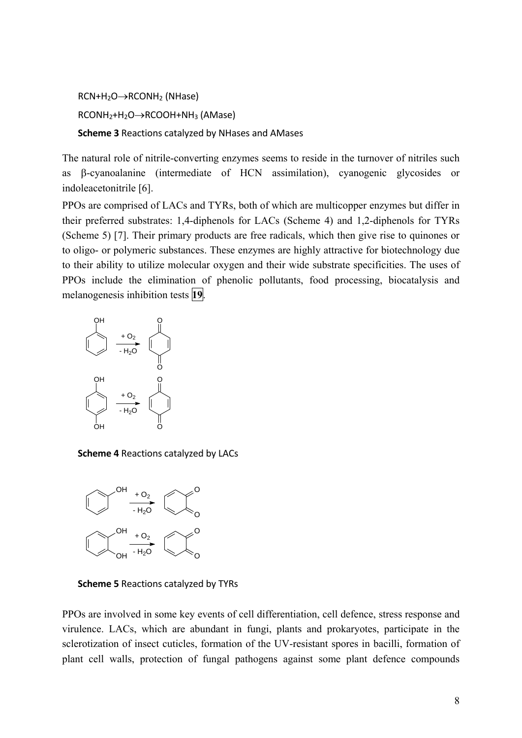$RCN + H_2O \rightarrow RCONH_2$ (NHase)

$RCONH_2 + H_2O \rightarrow RCOOH + NH_3$ (AMase)

**Scheme 3** Reactions catalyzed by NHases and AMases

The natural role of nitrile-converting enzymes seems to reside in the turnover of nitriles such as β-cyanoalanine (intermediate of HCN assimilation), cyanogenic glycosides or indoleacetonitrile [6].

PPOs are comprised of LACs and TYRs, both of which are multicopper enzymes but differ in their preferred substrates: 1,4-diphenols for LACs (Scheme 4) and 1,2-diphenols for TYRs (Scheme 5) [7]. Their primary products are free radicals, which then give rise to quinones or to oligo- or polymeric substances. These enzymes are highly attractive for biotechnology due to their ability to utilize molecular oxygen and their wide substrate specificities. The uses of PPOs include the elimination of phenolic pollutants, food processing, biocatalysis and melanogenesis inhibition tests **19**.

**Scheme 4** Reactions catalyzed by LACs

**Scheme 5** Reactions catalyzed by TYRs

PPOs are involved in some key events of cell differentiation, cell defence, stress response and virulence. LACs, which are abundant in fungi, plants and prokaryotes, participate in the sclerotization of insect cuticles, formation of the UV-resistant spores in bacilli, formation of plant cell walls, protection of fungal pathogens against some plant defence compounds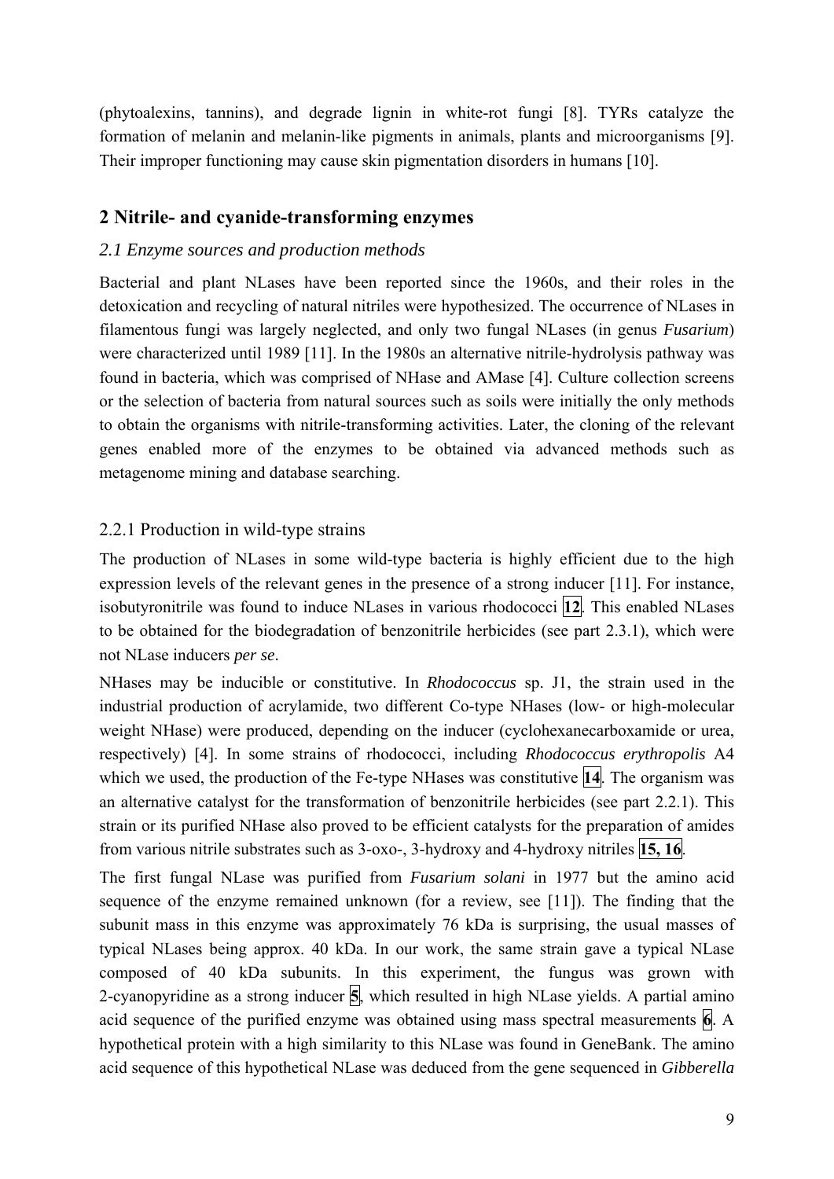(phytoalexins, tannins), and degrade lignin in white-rot fungi [8]. TYRs catalyze the formation of melanin and melanin-like pigments in animals, plants and microorganisms [9]. Their improper functioning may cause skin pigmentation disorders in humans [10].

## 2 Nitrile- and cyanide-transforming enzymes

### *2.1 Enzyme sources and production methods*

Bacterial and plant NLases have been reported since the 1960s, and their roles in the detoxication and recycling of natural nitriles were hypothesized. The occurrence of NLases in filamentous fungi was largely neglected, and only two fungal NLases (in genus *Fusarium*) were characterized until 1989 [11]. In the 1980s an alternative nitrile-hydrolysis pathway was found in bacteria, which was comprised of NHase and AMase [4]. Culture collection screens or the selection of bacteria from natural sources such as soils were initially the only methods to obtain the organisms with nitrile-transforming activities. Later, the cloning of the relevant genes enabled more of the enzymes to be obtained via advanced methods such as metagenome mining and database searching.

#### 2.2.1 Production in wild-type strains

The production of NLases in some wild-type bacteria is highly efficient due to the high expression levels of the relevant genes in the presence of a strong inducer [11]. For instance, isobutyronitrile was found to induce NLases in various rhodococci **12**. This enabled NLases to be obtained for the biodegradation of benzonitrile herbicides (see part 2.3.1), which were not NLase inducers *per se*.

NHases may be inducible or constitutive. In *Rhodococcus* sp. J1, the strain used in the industrial production of acrylamide, two different Co-type NHases (low- or high-molecular weight NHase) were produced, depending on the inducer (cyclohexanecarboxamide or urea, respectively) [4]. In some strains of rhodococci, including *Rhodococcus erythropolis* A4 which we used, the production of the Fe-type NHases was constitutive **14**. The organism was an alternative catalyst for the transformation of benzonitrile herbicides (see part 2.2.1). This strain or its purified NHase also proved to be efficient catalysts for the preparation of amides from various nitrile substrates such as 3-oxo-, 3-hydroxy and 4-hydroxy nitriles **15, 16**.

The first fungal NLase was purified from *Fusarium solani* in 1977 but the amino acid sequence of the enzyme remained unknown (for a review, see [11]). The finding that the subunit mass in this enzyme was approximately 76 kDa is surprising, the usual masses of typical NLases being approx. 40 kDa. In our work, the same strain gave a typical NLase composed of 40 kDa subunits. In this experiment, the fungus was grown with 2-cyanopyridine as a strong inducer **5**, which resulted in high NLase yields. A partial amino acid sequence of the purified enzyme was obtained using mass spectral measurements **6**. A hypothetical protein with a high similarity to this NLase was found in GeneBank. The amino acid sequence of this hypothetical NLase was deduced from the gene sequenced in *Gibberella*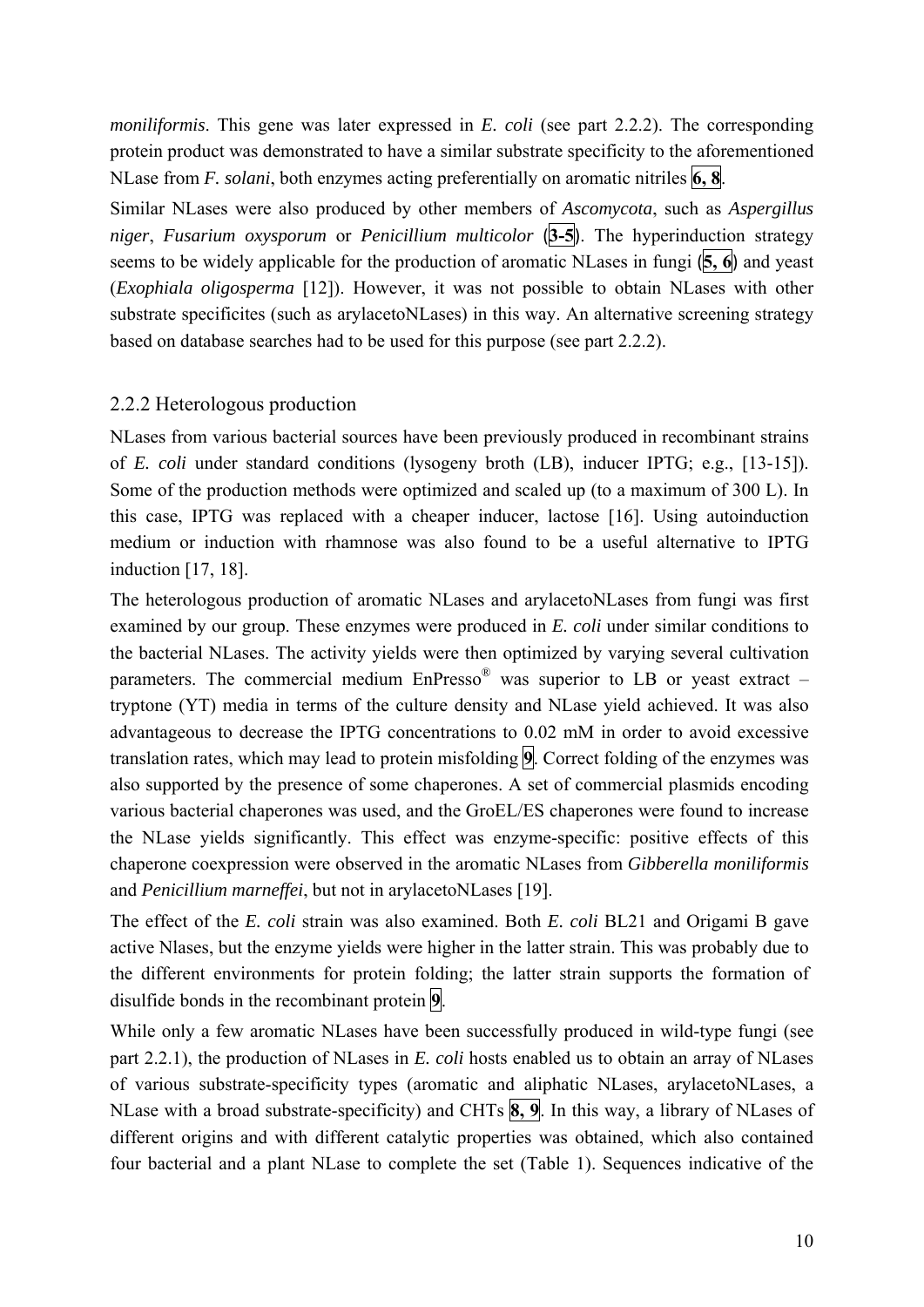*moniliformis*. This gene was later expressed in *E. coli* (see part 2.2.2). The corresponding protein product was demonstrated to have a similar substrate specificity to the aforementioned NLase from *F. solani*, both enzymes acting preferentially on aromatic nitriles **6, 8**.

Similar NLases were also produced by other members of *Ascomycota*, such as *Aspergillus niger*, *Fusarium oxysporum* or *Penicillium multicolor* (**3-5**). The hyperinduction strategy seems to be widely applicable for the production of aromatic NLases in fungi (**5, 6**) and yeast (*Exophiala oligosperma* [12]). However, it was not possible to obtain NLases with other substrate specificites (such as arylacetoNLases) in this way. An alternative screening strategy based on database searches had to be used for this purpose (see part 2.2.2).

### 2.2.2 Heterologous production

NLases from various bacterial sources have been previously produced in recombinant strains of *E. coli* under standard conditions (lysogeny broth (LB), inducer IPTG; e.g., [13-15]). Some of the production methods were optimized and scaled up (to a maximum of 300 L). In this case, IPTG was replaced with a cheaper inducer, lactose [16]. Using autoinduction medium or induction with rhamnose was also found to be a useful alternative to IPTG induction [17, 18].

The heterologous production of aromatic NLases and arylacetoNLases from fungi was first examined by our group. These enzymes were produced in *E. coli* under similar conditions to the bacterial NLases. The activity yields were then optimized by varying several cultivation parameters. The commercial medium EnPresso® was superior to LB or yeast extract – tryptone (YT) media in terms of the culture density and NLase yield achieved. It was also advantageous to decrease the IPTG concentrations to 0.02 mM in order to avoid excessive translation rates, which may lead to protein misfolding **9**. Correct folding of the enzymes was also supported by the presence of some chaperones. A set of commercial plasmids encoding various bacterial chaperones was used, and the GroEL/ES chaperones were found to increase the NLase yields significantly. This effect was enzyme-specific: positive effects of this chaperone coexpression were observed in the aromatic NLases from *Gibberella moniliformis* and *Penicillium marneffei*, but not in arylacetoNLases [19].

The effect of the *E. coli* strain was also examined. Both *E. coli* BL21 and Origami B gave active Nlases, but the enzyme yields were higher in the latter strain. This was probably due to the different environments for protein folding; the latter strain supports the formation of disulfide bonds in the recombinant protein **9**.

While only a few aromatic NLases have been successfully produced in wild-type fungi (see part 2.2.1), the production of NLases in *E. coli* hosts enabled us to obtain an array of NLases of various substrate-specificity types (aromatic and aliphatic NLases, arylacetoNLases, a NLase with a broad substrate-specificity) and CHTs **8, 9**. In this way, a library of NLases of different origins and with different catalytic properties was obtained, which also contained four bacterial and a plant NLase to complete the set (Table 1). Sequences indicative of the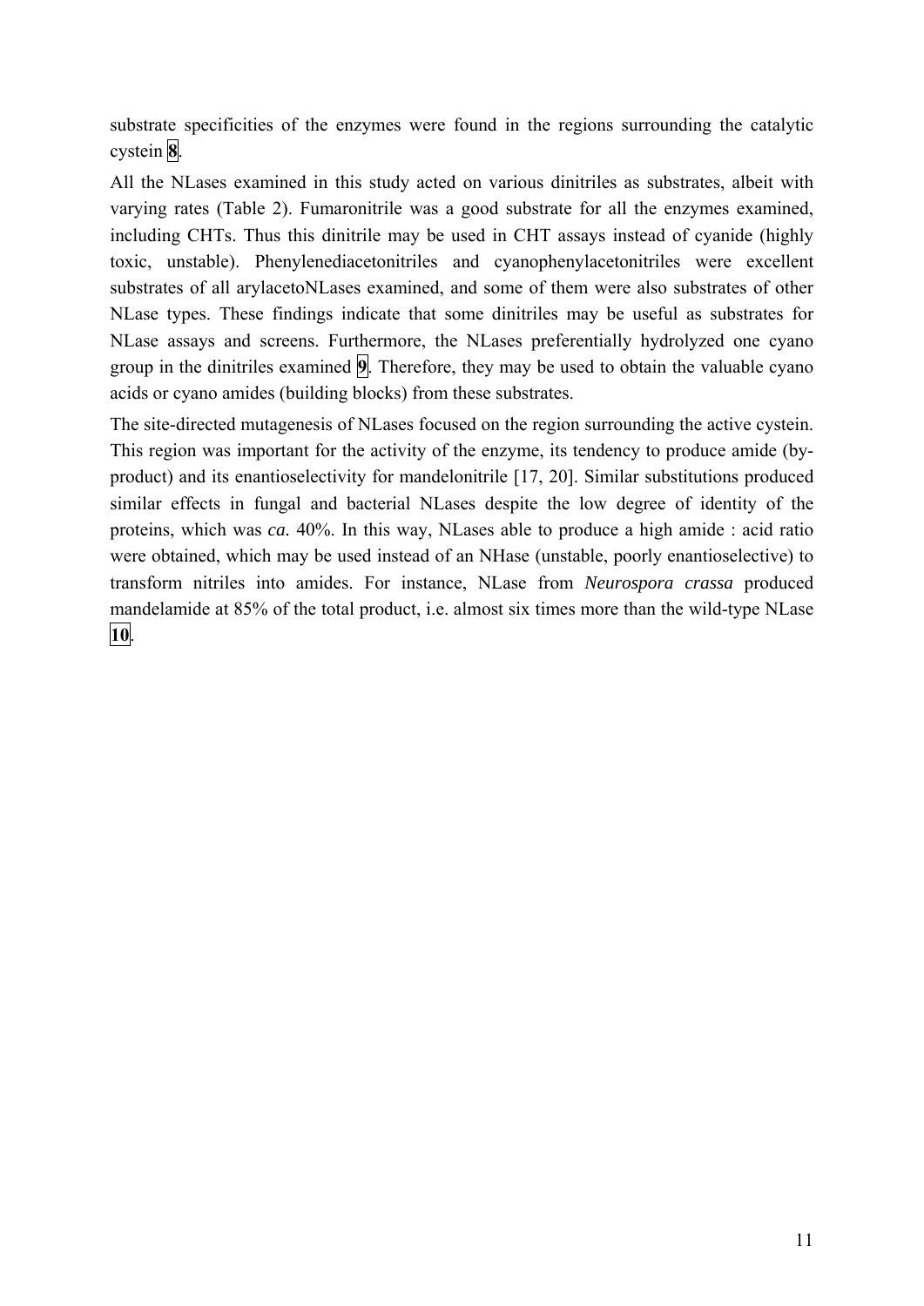substrate specificities of the enzymes were found in the regions surrounding the catalytic cystein **8**.

All the NLases examined in this study acted on various dinitriles as substrates, albeit with varying rates (Table 2). Fumaronitrile was a good substrate for all the enzymes examined, including CHTs. Thus this dinitrile may be used in CHT assays instead of cyanide (highly toxic, unstable). Phenylenediacetonitriles and cyanophenylacetonitriles were excellent substrates of all arylacetoNLases examined, and some of them were also substrates of other NLase types. These findings indicate that some dinitriles may be useful as substrates for NLase assays and screens. Furthermore, the NLases preferentially hydrolyzed one cyano group in the dinitriles examined **9**. Therefore, they may be used to obtain the valuable cyano acids or cyano amides (building blocks) from these substrates.

The site-directed mutagenesis of NLases focused on the region surrounding the active cystein. This region was important for the activity of the enzyme, its tendency to produce amide (by-product) and its enantioselectivity for mandelonitrile [17, 20]. Similar substitutions produced similar effects in fungal and bacterial NLases despite the low degree of identity of the proteins, which was *ca.* 40%. In this way, NLases able to produce a high amide : acid ratio were obtained, which may be used instead of an NHase (unstable, poorly enantioselective) to transform nitriles into amides. For instance, NLase from *Neurospora crassa* produced mandelamide at 85% of the total product, i.e. almost six times more than the wild-type NLase **10**.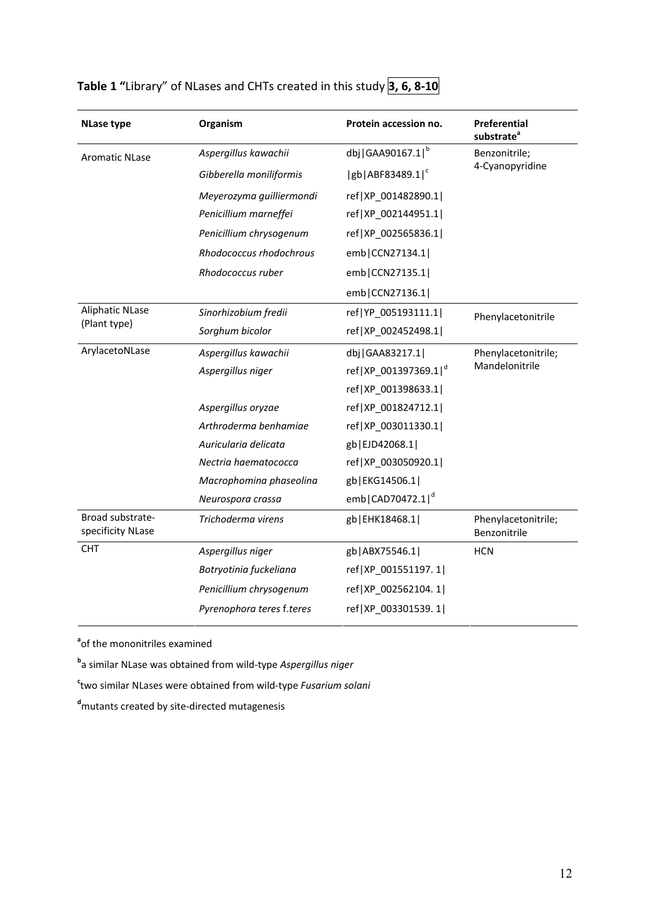**Table 1** "Library" of NLases and CHTs created in this study **3, 6, 8-10**

| NLase type | Organism | Protein accession no. | Preferential substrate[a] |
|---|---|---|---|
| Aromatic NLase | *Aspergillus kawachii* | dbj\|GAA90167.1\|[b] | Benzonitrile; 4-Cyanopyridine |
| | *Gibberella moniliformis* | \|gb\|ABF83489.1\|[c] | |
| | *Meyerozyma guilliermondi* | ref\|XP_001482890.1\| | |
| | *Penicillium marneffei* | ref\|XP_002144951.1\| | |
| | *Penicillium chrysogenum* | ref\|XP_002565836.1\| | |
| | *Rhodococcus rhodochrous* | emb\|CCN27134.1\| | |
| | *Rhodococcus ruber* | emb\|CCN27135.1\| | |
| | | emb\|CCN27136.1\| | |
| Aliphatic NLase (Plant type) | *Sinorhizobium fredii* | ref\|YP_005193111.1\| | Phenylacetonitrile |
| | *Sorghum bicolor* | ref\|XP_002452498.1\| | |
| ArylacetoNLase | *Aspergillus kawachii* | dbj\|GAA83217.1\| | Phenylacetonitrile; Mandelonitrile |
| | *Aspergillus niger* | ref\|XP_001397369.1\|[d] | |
| | | ref\|XP_001398633.1\| | |
| | *Aspergillus oryzae* | ref\|XP_001824712.1\| | |
| | *Arthroderma benhamiae* | ref\|XP_003011330.1\| | |
| | *Auricularia delicata* | gb\|EJD42068.1\| | |
| | *Nectria haematococca* | ref\|XP_003050920.1\| | |
| | *Macrophomina phaseolina* | gb\|EKG14506.1\| | |
| | *Neurospora crassa* | emb\|CAD70472.1\|[d] | |
| Broad substrate-specificity NLase | *Trichoderma virens* | gb\|EHK18468.1\| | Phenylacetonitrile; Benzonitrile |
| CHT | *Aspergillus niger* | gb\|ABX75546.1\| | HCN |
| | *Botryotinia fuckeliana* | ref\|XP_001551197. 1\| | |
| | *Penicillium chrysogenum* | ref\|XP_002562104. 1\| | |
| | *Pyrenophora teres* f.teres | ref\|XP_003301539. 1\| | |

[a]of the mononitriles examined

[b]a similar NLase was obtained from wild-type *Aspergillus niger*

[c]two similar NLases were obtained from wild-type *Fusarium solani*

[d]mutants created by site-directed mutagenesis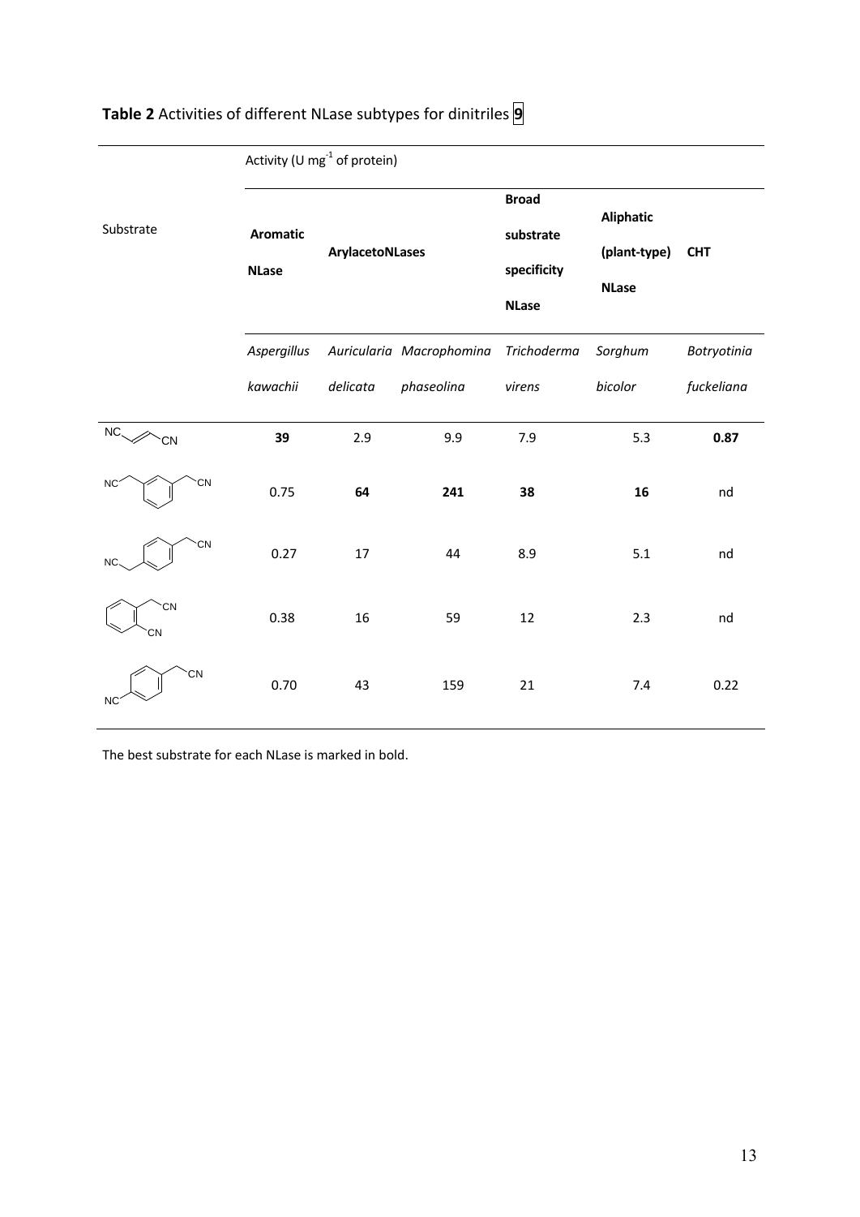**Table 2** Activities of different NLase subtypes for dinitriles **9**

| Substrate | Activity (U mg$^{-1}$ of protein) | | | | | |
|---|---|---|---|---|---|---|
| | **Aromatic NLase** | **ArylacetoNLases** | | **Broad substrate specificity NLase** | **Aliphatic (plant-type) NLase** | **CHT** |
| | *Aspergillus kawachii* | *Auricularia delicata* | *Macrophomina phaseolina* | *Trichoderma virens* | *Sorghum bicolor* | *Botryotinia fuckeliana* |
| NC–CH=CH–CN | **39** | 2.9 | 9.9 | 7.9 | 5.3 | **0.87** |
| 1,3-bis(cyanomethyl)benzene | 0.75 | **64** | **241** | **38** | **16** | nd |
| 1,4-bis(cyanomethyl)benzene | 0.27 | 17 | 44 | 8.9 | 5.1 | nd |
| 2-cyanophenylacetonitrile | 0.38 | 16 | 59 | 12 | 2.3 | nd |
| 4-cyanophenylacetonitrile | 0.70 | 43 | 159 | 21 | 7.4 | 0.22 |

The best substrate for each NLase is marked in bold.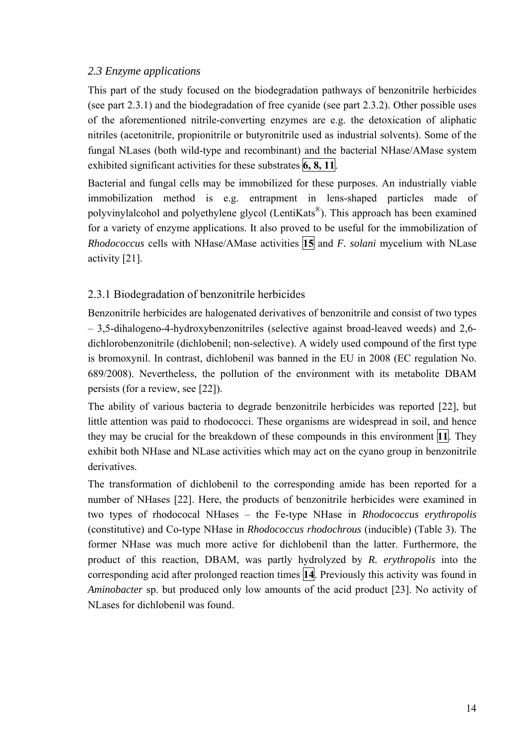## *2.3 Enzyme applications*

This part of the study focused on the biodegradation pathways of benzonitrile herbicides (see part 2.3.1) and the biodegradation of free cyanide (see part 2.3.2). Other possible uses of the aforementioned nitrile-converting enzymes are e.g. the detoxication of aliphatic nitriles (acetonitrile, propionitrile or butyronitrile used as industrial solvents). Some of the fungal NLases (both wild-type and recombinant) and the bacterial NHase/AMase system exhibited significant activities for these substrates **6, 8, 11**.

Bacterial and fungal cells may be immobilized for these purposes. An industrially viable immobilization method is e.g. entrapment in lens-shaped particles made of polyvinylalcohol and polyethylene glycol (LentiKats®). This approach has been examined for a variety of enzyme applications. It also proved to be useful for the immobilization of *Rhodococcus* cells with NHase/AMase activities **15** and *F. solani* mycelium with NLase activity [21].

### 2.3.1 Biodegradation of benzonitrile herbicides

Benzonitrile herbicides are halogenated derivatives of benzonitrile and consist of two types – 3,5-dihalogeno-4-hydroxybenzonitriles (selective against broad-leaved weeds) and 2,6-dichlorobenzonitrile (dichlobenil; non-selective). A widely used compound of the first type is bromoxynil. In contrast, dichlobenil was banned in the EU in 2008 (EC regulation No. 689/2008). Nevertheless, the pollution of the environment with its metabolite DBAM persists (for a review, see [22]).

The ability of various bacteria to degrade benzonitrile herbicides was reported [22], but little attention was paid to rhodococci. These organisms are widespread in soil, and hence they may be crucial for the breakdown of these compounds in this environment **11**. They exhibit both NHase and NLase activities which may act on the cyano group in benzonitrile derivatives.

The transformation of dichlobenil to the corresponding amide has been reported for a number of NHases [22]. Here, the products of benzonitrile herbicides were examined in two types of rhodococal NHases – the Fe-type NHase in *Rhodococcus erythropolis* (constitutive) and Co-type NHase in *Rhodococcus rhodochrous* (inducible) (Table 3). The former NHase was much more active for dichlobenil than the latter. Furthermore, the product of this reaction, DBAM, was partly hydrolyzed by *R. erythropolis* into the corresponding acid after prolonged reaction times **14**. Previously this activity was found in *Aminobacter* sp. but produced only low amounts of the acid product [23]. No activity of NLases for dichlobenil was found.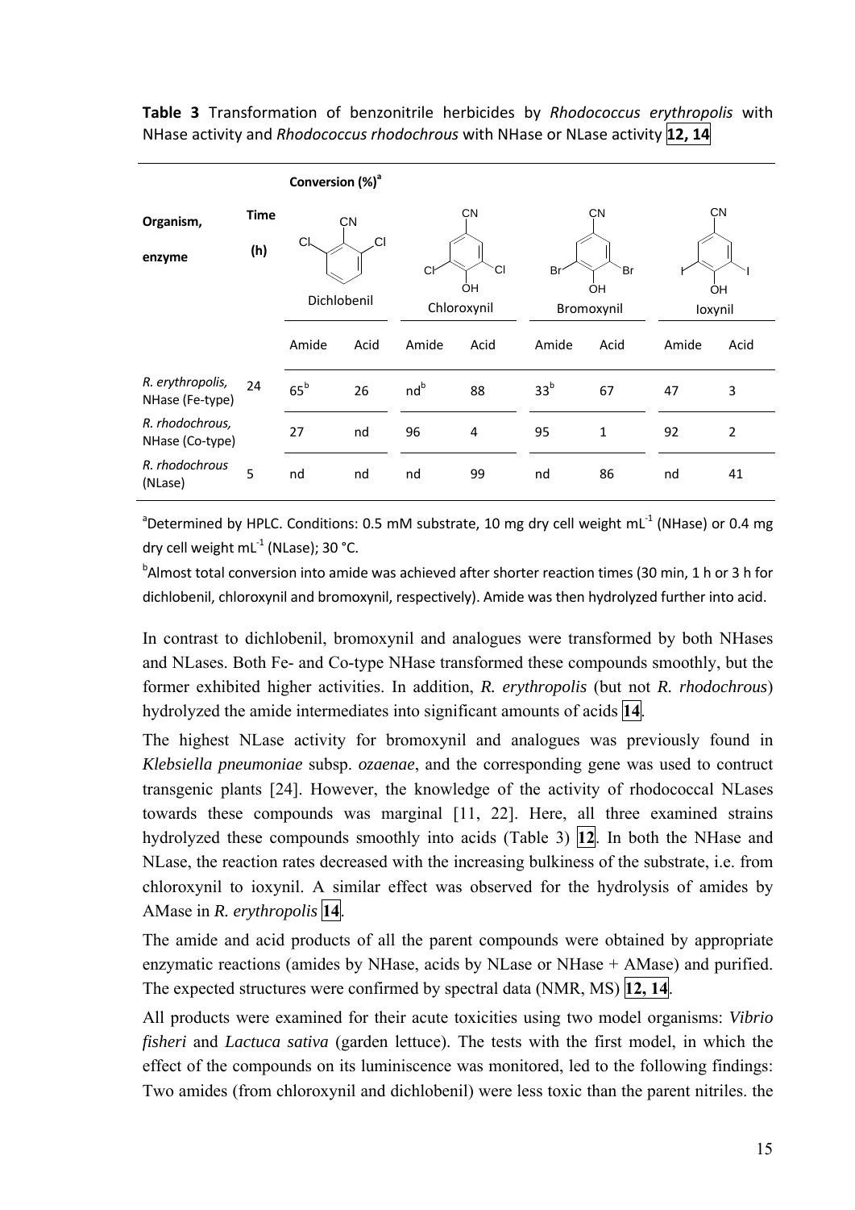**Table 3** Transformation of benzonitrile herbicides by *Rhodococcus erythropolis* with NHase activity and *Rhodococcus rhodochrous* with NHase or NLase activity **12, 14**

| Organism, enzyme | Time (h) | Conversion (%)[a] Dichlobenil | | Chloroxynil | | Bromoxynil | | Ioxynil | |
|---|---|---|---|---|---|---|---|---|---|
| | | Amide | Acid | Amide | Acid | Amide | Acid | Amide | Acid |
| *R. erythropolis*, NHase (Fe-type) | 24 | 65[b] | 26 | nd[b] | 88 | 33[b] | 67 | 47 | 3 |
| *R. rhodochrous*, NHase (Co-type) | | 27 | nd | 96 | 4 | 95 | 1 | 92 | 2 |
| *R. rhodochrous* (NLase) | 5 | nd | nd | nd | 99 | nd | 86 | nd | 41 |

[a]Determined by HPLC. Conditions: 0.5 mM substrate, 10 mg dry cell weight $mL^{-1}$ (NHase) or 0.4 mg dry cell weight $mL^{-1}$ (NLase); 30 °C.

[b]Almost total conversion into amide was achieved after shorter reaction times (30 min, 1 h or 3 h for dichlobenil, chloroxynil and bromoxynil, respectively). Amide was then hydrolyzed further into acid.

In contrast to dichlobenil, bromoxynil and analogues were transformed by both NHases and NLases. Both Fe- and Co-type NHase transformed these compounds smoothly, but the former exhibited higher activities. In addition, *R. erythropolis* (but not *R. rhodochrous*) hydrolyzed the amide intermediates into significant amounts of acids **14**.

The highest NLase activity for bromoxynil and analogues was previously found in *Klebsiella pneumoniae* subsp. *ozaenae*, and the corresponding gene was used to contruct transgenic plants [24]. However, the knowledge of the activity of rhodococcal NLases towards these compounds was marginal [11, 22]. Here, all three examined strains hydrolyzed these compounds smoothly into acids (Table 3) **12**. In both the NHase and NLase, the reaction rates decreased with the increasing bulkiness of the substrate, i.e. from chloroxynil to ioxynil. A similar effect was observed for the hydrolysis of amides by AMase in *R. erythropolis* **14**.

The amide and acid products of all the parent compounds were obtained by appropriate enzymatic reactions (amides by NHase, acids by NLase or NHase + AMase) and purified. The expected structures were confirmed by spectral data (NMR, MS) **12, 14**.

All products were examined for their acute toxicities using two model organisms: *Vibrio fisheri* and *Lactuca sativa* (garden lettuce). The tests with the first model, in which the effect of the compounds on its luminiscence was monitored, led to the following findings: Two amides (from chloroxynil and dichlobenil) were less toxic than the parent nitriles. the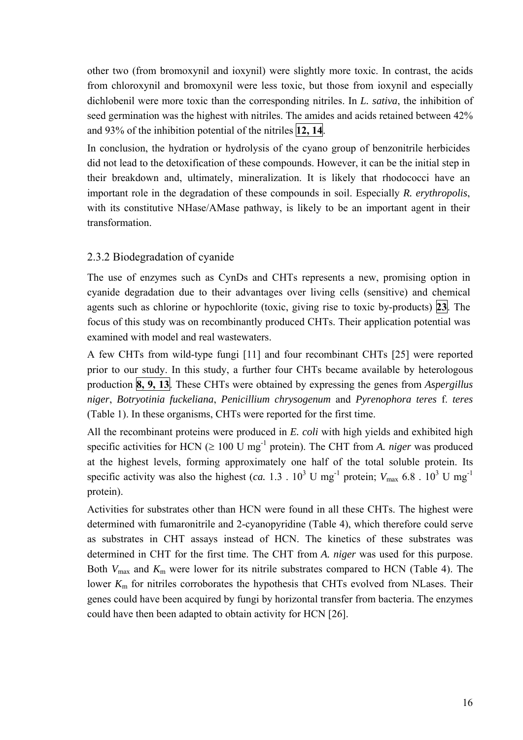other two (from bromoxynil and ioxynil) were slightly more toxic. In contrast, the acids from chloroxynil and bromoxynil were less toxic, but those from ioxynil and especially dichlobenil were more toxic than the corresponding nitriles. In *L. sativa*, the inhibition of seed germination was the highest with nitriles. The amides and acids retained between 42% and 93% of the inhibition potential of the nitriles **12, 14**.

In conclusion, the hydration or hydrolysis of the cyano group of benzonitrile herbicides did not lead to the detoxification of these compounds. However, it can be the initial step in their breakdown and, ultimately, mineralization. It is likely that rhodococci have an important role in the degradation of these compounds in soil. Especially *R. erythropolis*, with its constitutive NHase/AMase pathway, is likely to be an important agent in their transformation.

### 2.3.2 Biodegradation of cyanide

The use of enzymes such as CynDs and CHTs represents a new, promising option in cyanide degradation due to their advantages over living cells (sensitive) and chemical agents such as chlorine or hypochlorite (toxic, giving rise to toxic by-products) **23**. The focus of this study was on recombinantly produced CHTs. Their application potential was examined with model and real wastewaters.

A few CHTs from wild-type fungi [11] and four recombinant CHTs [25] were reported prior to our study. In this study, a further four CHTs became available by heterologous production **8, 9, 13**. These CHTs were obtained by expressing the genes from *Aspergillus niger*, *Botryotinia fuckeliana*, *Penicillium chrysogenum* and *Pyrenophora teres* f. *teres* (Table 1). In these organisms, CHTs were reported for the first time.

All the recombinant proteins were produced in *E. coli* with high yields and exhibited high specific activities for HCN ($\geq$ 100 U $mg^{-1}$ protein). The CHT from *A. niger* was produced at the highest levels, forming approximately one half of the total soluble protein. Its specific activity was also the highest (*ca.* $1.3 \cdot 10^3$ U $mg^{-1}$ protein; $V_{max}$ $6.8 \cdot 10^3$ U $mg^{-1}$ protein).

Activities for substrates other than HCN were found in all these CHTs. The highest were determined with fumaronitrile and 2-cyanopyridine (Table 4), which therefore could serve as substrates in CHT assays instead of HCN. The kinetics of these substrates was determined in CHT for the first time. The CHT from *A. niger* was used for this purpose. Both $V_{max}$ and $K_m$ were lower for its nitrile substrates compared to HCN (Table 4). The lower $K_m$ for nitriles corroborates the hypothesis that CHTs evolved from NLases. Their genes could have been acquired by fungi by horizontal transfer from bacteria. The enzymes could have then been adapted to obtain activity for HCN [26].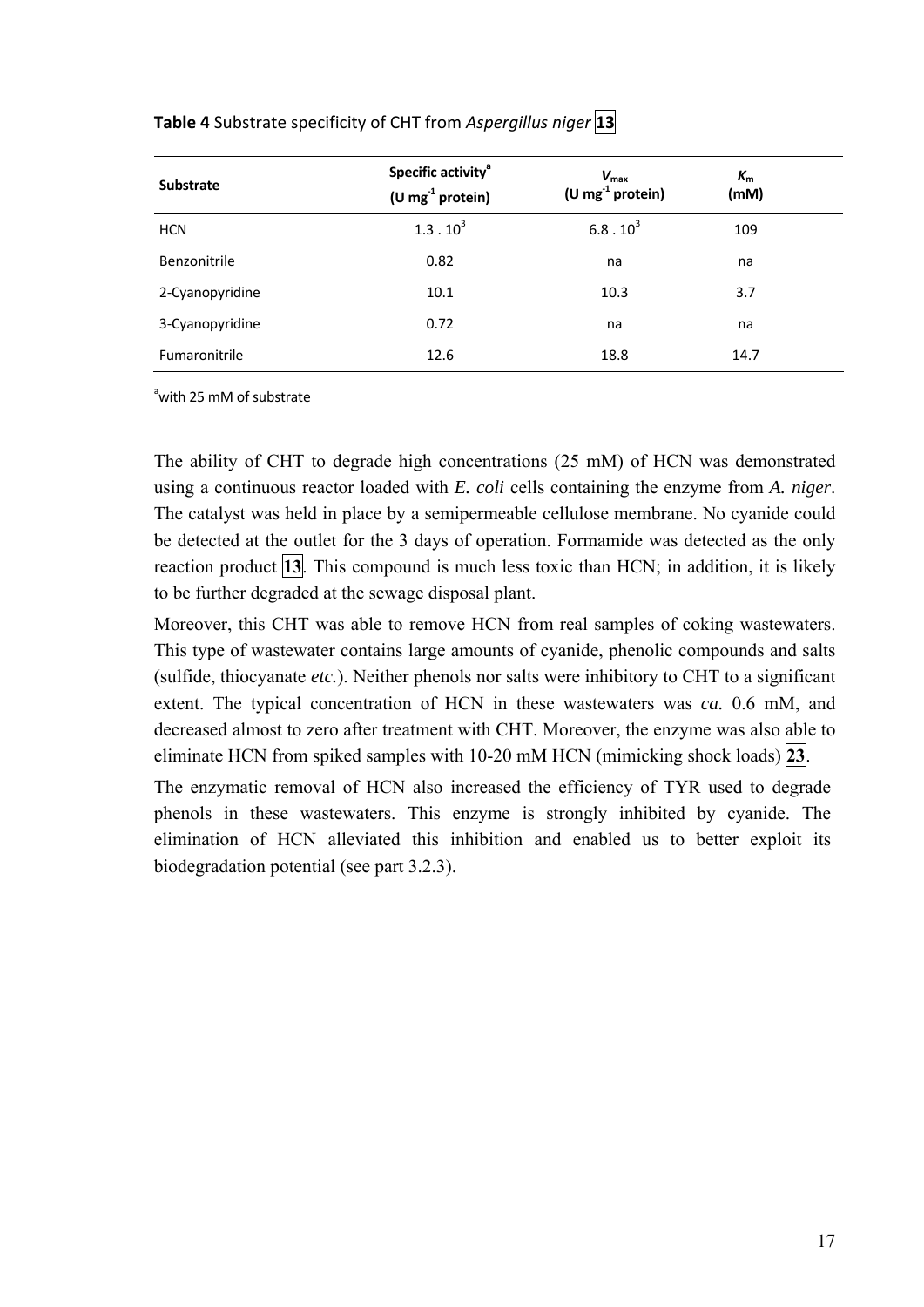**Table 4** Substrate specificity of CHT from *Aspergillus niger* [13]

| Substrate | Specific activity[a] (U $mg^{-1}$ protein) | $V_{max}$ (U $mg^{-1}$ protein) | $K_m$ (mM) |
|---|---|---|---|
| HCN | $1.3 . 10^3$ | $6.8 . 10^3$ | 109 |
| Benzonitrile | 0.82 | na | na |
| 2-Cyanopyridine | 10.1 | 10.3 | 3.7 |
| 3-Cyanopyridine | 0.72 | na | na |
| Fumaronitrile | 12.6 | 18.8 | 14.7 |

[a]with 25 mM of substrate

The ability of CHT to degrade high concentrations (25 mM) of HCN was demonstrated using a continuous reactor loaded with *E. coli* cells containing the enzyme from *A. niger*. The catalyst was held in place by a semipermeable cellulose membrane. No cyanide could be detected at the outlet for the 3 days of operation. Formamide was detected as the only reaction product [13]. This compound is much less toxic than HCN; in addition, it is likely to be further degraded at the sewage disposal plant.

Moreover, this CHT was able to remove HCN from real samples of coking wastewaters. This type of wastewater contains large amounts of cyanide, phenolic compounds and salts (sulfide, thiocyanate *etc.*). Neither phenols nor salts were inhibitory to CHT to a significant extent. The typical concentration of HCN in these wastewaters was *ca.* 0.6 mM, and decreased almost to zero after treatment with CHT. Moreover, the enzyme was also able to eliminate HCN from spiked samples with 10-20 mM HCN (mimicking shock loads) [23].

The enzymatic removal of HCN also increased the efficiency of TYR used to degrade phenols in these wastewaters. This enzyme is strongly inhibited by cyanide. The elimination of HCN alleviated this inhibition and enabled us to better exploit its biodegradation potential (see part 3.2.3).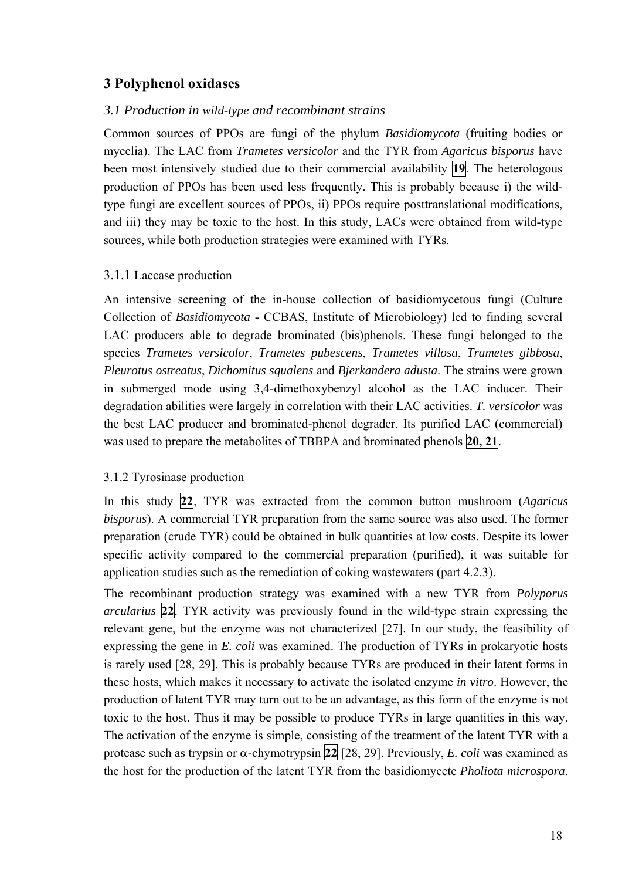## 3 Polyphenol oxidases

### *3.1 Production in wild-type and recombinant strains*

Common sources of PPOs are fungi of the phylum *Basidiomycota* (fruiting bodies or mycelia). The LAC from *Trametes versicolor* and the TYR from *Agaricus bisporus* have been most intensively studied due to their commercial availability **19**. The heterologous production of PPOs has been used less frequently. This is probably because i) the wild-type fungi are excellent sources of PPOs, ii) PPOs require posttranslational modifications, and iii) they may be toxic to the host. In this study, LACs were obtained from wild-type sources, while both production strategies were examined with TYRs.

#### 3.1.1 Laccase production

An intensive screening of the in-house collection of basidiomycetous fungi (Culture Collection of *Basidiomycota* - CCBAS, Institute of Microbiology) led to finding several LAC producers able to degrade brominated (bis)phenols. These fungi belonged to the species *Trametes versicolor*, *Trametes pubescens*, *Trametes villosa*, *Trametes gibbosa*, *Pleurotus ostreatus*, *Dichomitus squalens* and *Bjerkandera adusta*. The strains were grown in submerged mode using 3,4-dimethoxybenzyl alcohol as the LAC inducer. Their degradation abilities were largely in correlation with their LAC activities. *T. versicolor* was the best LAC producer and brominated-phenol degrader. Its purified LAC (commercial) was used to prepare the metabolites of TBBPA and brominated phenols **20, 21**.

#### 3.1.2 Tyrosinase production

In this study **22**, TYR was extracted from the common button mushroom (*Agaricus bisporus*). A commercial TYR preparation from the same source was also used. The former preparation (crude TYR) could be obtained in bulk quantities at low costs. Despite its lower specific activity compared to the commercial preparation (purified), it was suitable for application studies such as the remediation of coking wastewaters (part 4.2.3).

The recombinant production strategy was examined with a new TYR from *Polyporus arcularius* **22**. TYR activity was previously found in the wild-type strain expressing the relevant gene, but the enzyme was not characterized [27]. In our study, the feasibility of expressing the gene in *E. coli* was examined. The production of TYRs in prokaryotic hosts is rarely used [28, 29]. This is probably because TYRs are produced in their latent forms in these hosts, which makes it necessary to activate the isolated enzyme *in vitro*. However, the production of latent TYR may turn out to be an advantage, as this form of the enzyme is not toxic to the host. Thus it may be possible to produce TYRs in large quantities in this way. The activation of the enzyme is simple, consisting of the treatment of the latent TYR with a protease such as trypsin or $\alpha$-chymotrypsin **22** [28, 29]. Previously, *E. coli* was examined as the host for the production of the latent TYR from the basidiomycete *Pholiota microspora*.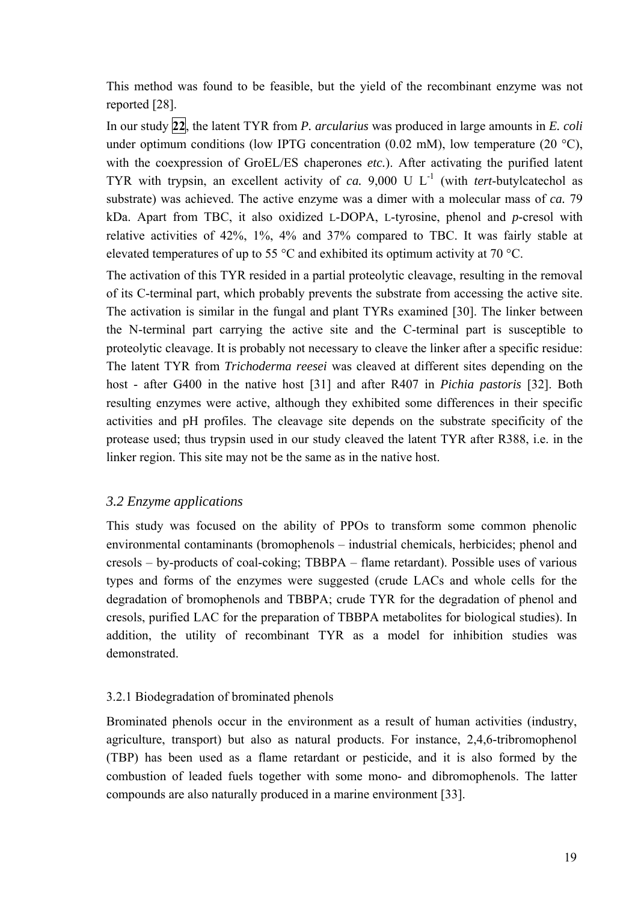This method was found to be feasible, but the yield of the recombinant enzyme was not reported [28].

In our study **22**, the latent TYR from *P. arcularius* was produced in large amounts in *E. coli* under optimum conditions (low IPTG concentration (0.02 mM), low temperature (20 °C), with the coexpression of GroEL/ES chaperones *etc.*). After activating the purified latent TYR with trypsin, an excellent activity of *ca.* 9,000 U $L^{-1}$ (with *tert*-butylcatechol as substrate) was achieved. The active enzyme was a dimer with a molecular mass of *ca.* 79 kDa. Apart from TBC, it also oxidized L-DOPA, L-tyrosine, phenol and *p*-cresol with relative activities of 42%, 1%, 4% and 37% compared to TBC. It was fairly stable at elevated temperatures of up to 55 °C and exhibited its optimum activity at 70 °C.

The activation of this TYR resided in a partial proteolytic cleavage, resulting in the removal of its C-terminal part, which probably prevents the substrate from accessing the active site. The activation is similar in the fungal and plant TYRs examined [30]. The linker between the N-terminal part carrying the active site and the C-terminal part is susceptible to proteolytic cleavage. It is probably not necessary to cleave the linker after a specific residue: The latent TYR from *Trichoderma reesei* was cleaved at different sites depending on the host - after G400 in the native host [31] and after R407 in *Pichia pastoris* [32]. Both resulting enzymes were active, although they exhibited some differences in their specific activities and pH profiles. The cleavage site depends on the substrate specificity of the protease used; thus trypsin used in our study cleaved the latent TYR after R388, i.e. in the linker region. This site may not be the same as in the native host.

## *3.2 Enzyme applications*

This study was focused on the ability of PPOs to transform some common phenolic environmental contaminants (bromophenols – industrial chemicals, herbicides; phenol and cresols – by-products of coal-coking; TBBPA – flame retardant). Possible uses of various types and forms of the enzymes were suggested (crude LACs and whole cells for the degradation of bromophenols and TBBPA; crude TYR for the degradation of phenol and cresols, purified LAC for the preparation of TBBPA metabolites for biological studies). In addition, the utility of recombinant TYR as a model for inhibition studies was demonstrated.

### 3.2.1 Biodegradation of brominated phenols

Brominated phenols occur in the environment as a result of human activities (industry, agriculture, transport) but also as natural products. For instance, 2,4,6-tribromophenol (TBP) has been used as a flame retardant or pesticide, and it is also formed by the combustion of leaded fuels together with some mono- and dibromophenols. The latter compounds are also naturally produced in a marine environment [33].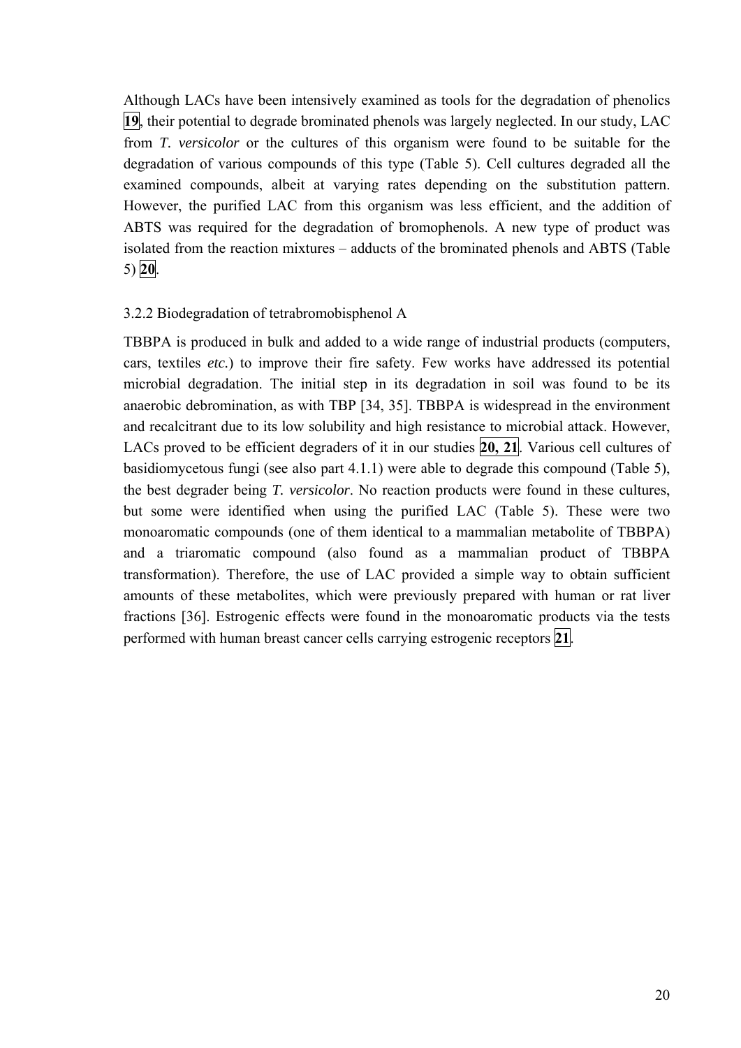Although LACs have been intensively examined as tools for the degradation of phenolics **19**, their potential to degrade brominated phenols was largely neglected. In our study, LAC from *T. versicolor* or the cultures of this organism were found to be suitable for the degradation of various compounds of this type (Table 5). Cell cultures degraded all the examined compounds, albeit at varying rates depending on the substitution pattern. However, the purified LAC from this organism was less efficient, and the addition of ABTS was required for the degradation of bromophenols. A new type of product was isolated from the reaction mixtures – adducts of the brominated phenols and ABTS (Table 5) **20**.

### 3.2.2 Biodegradation of tetrabromobisphenol A

TBBPA is produced in bulk and added to a wide range of industrial products (computers, cars, textiles *etc.*) to improve their fire safety. Few works have addressed its potential microbial degradation. The initial step in its degradation in soil was found to be its anaerobic debromination, as with TBP [34, 35]. TBBPA is widespread in the environment and recalcitrant due to its low solubility and high resistance to microbial attack. However, LACs proved to be efficient degraders of it in our studies **20, 21**. Various cell cultures of basidiomycetous fungi (see also part 4.1.1) were able to degrade this compound (Table 5), the best degrader being *T. versicolor*. No reaction products were found in these cultures, but some were identified when using the purified LAC (Table 5). These were two monoaromatic compounds (one of them identical to a mammalian metabolite of TBBPA) and a triaromatic compound (also found as a mammalian product of TBBPA transformation). Therefore, the use of LAC provided a simple way to obtain sufficient amounts of these metabolites, which were previously prepared with human or rat liver fractions [36]. Estrogenic effects were found in the monoaromatic products via the tests performed with human breast cancer cells carrying estrogenic receptors **21**.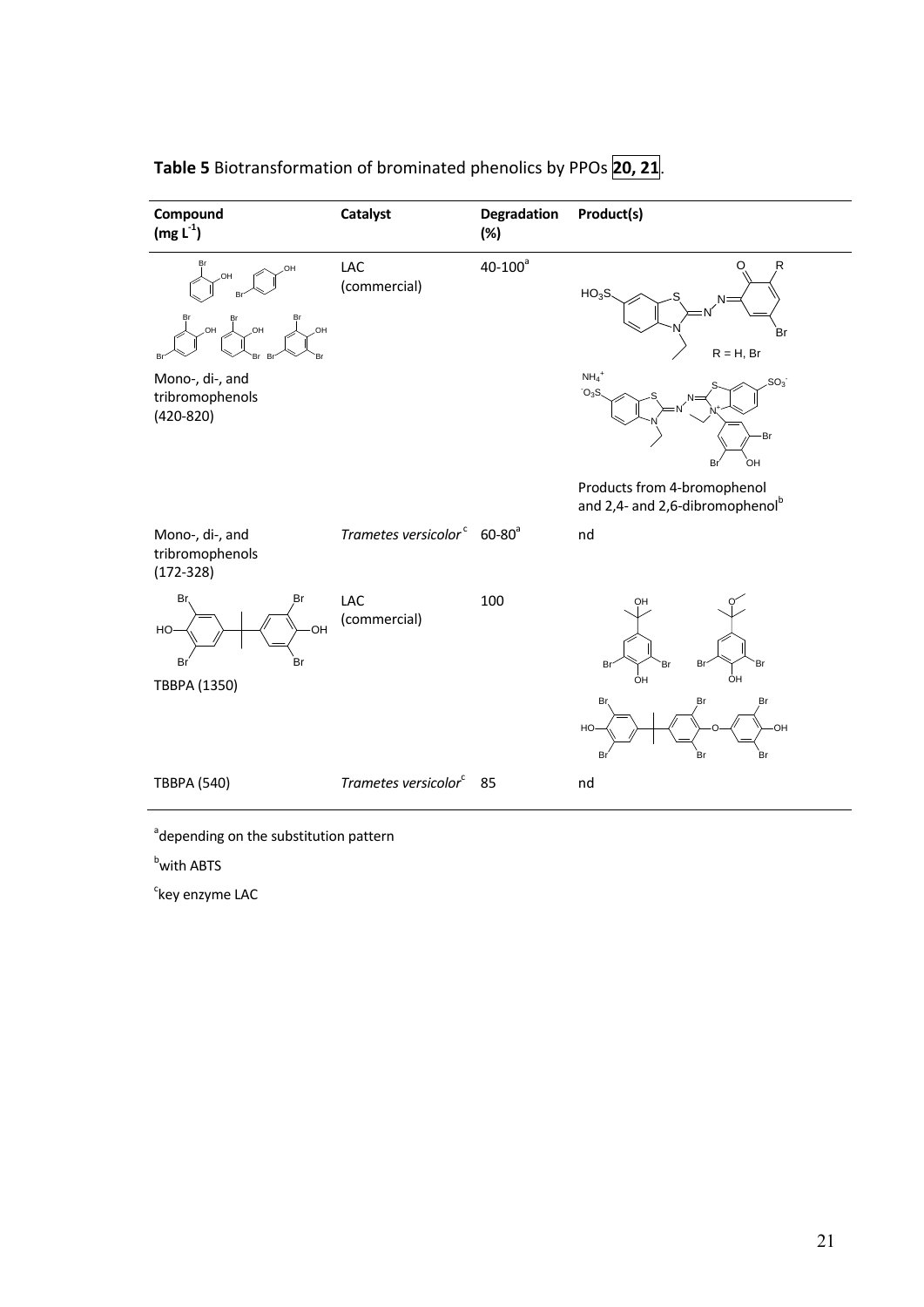**Table 5** Biotransformation of brominated phenolics by PPOs [20, 21].

| Compound (mg $L^{-1}$) | Catalyst | Degradation (%) | Product(s) |
|---|---|---|---|
| Mono-, di-, and tribromophenols (420-820) | LAC (commercial) | 40-100[a] | R = H, Br<br>Products from 4-bromophenol and 2,4- and 2,6-dibromophenol[b] |
| Mono-, di-, and tribromophenols (172-328) | *Trametes versicolor*[c] | 60-80[a] | nd |
| TBBPA (1350) | LAC (commercial) | 100 | |
| TBBPA (540) | *Trametes versicolor*[c] | 85 | nd |

[a]depending on the substitution pattern

[b]with ABTS

[c]key enzyme LAC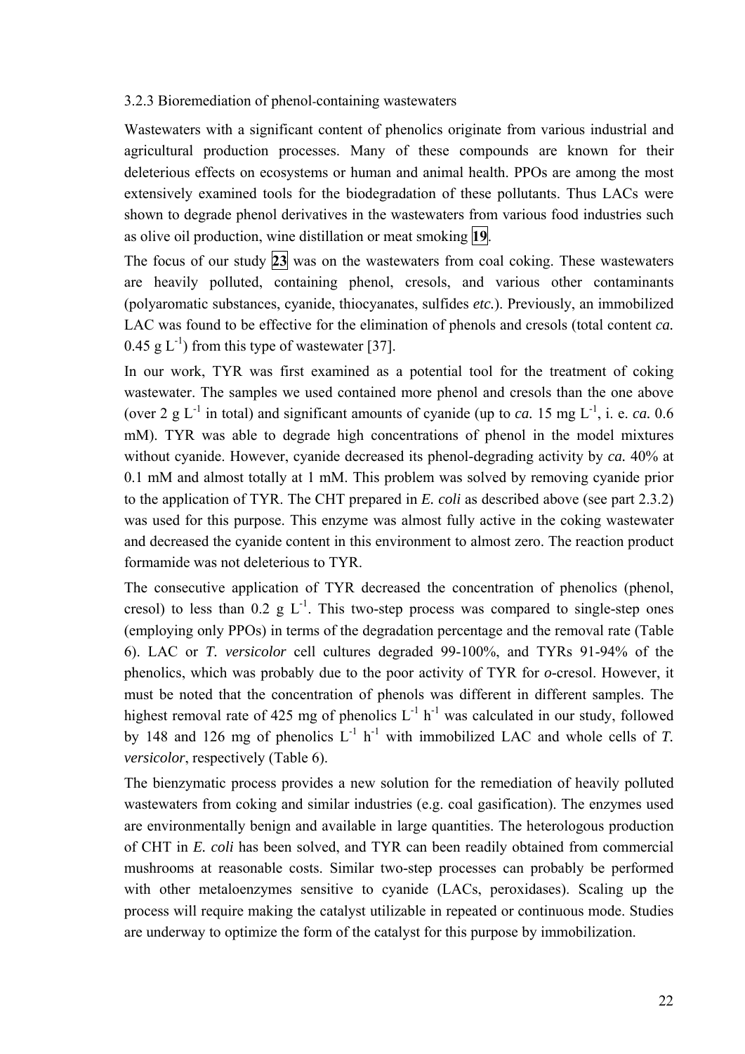### 3.2.3 Bioremediation of phenol-containing wastewaters

Wastewaters with a significant content of phenolics originate from various industrial and agricultural production processes. Many of these compounds are known for their deleterious effects on ecosystems or human and animal health. PPOs are among the most extensively examined tools for the biodegradation of these pollutants. Thus LACs were shown to degrade phenol derivatives in the wastewaters from various food industries such as olive oil production, wine distillation or meat smoking **19**.

The focus of our study **23** was on the wastewaters from coal coking. These wastewaters are heavily polluted, containing phenol, cresols, and various other contaminants (polyaromatic substances, cyanide, thiocyanates, sulfides *etc.*). Previously, an immobilized LAC was found to be effective for the elimination of phenols and cresols (total content *ca.* 0.45 g $L^{-1}$) from this type of wastewater [37].

In our work, TYR was first examined as a potential tool for the treatment of coking wastewater. The samples we used contained more phenol and cresols than the one above (over 2 g $L^{-1}$ in total) and significant amounts of cyanide (up to *ca.* 15 mg $L^{-1}$, i. e. *ca.* 0.6 mM). TYR was able to degrade high concentrations of phenol in the model mixtures without cyanide. However, cyanide decreased its phenol-degrading activity by *ca.* 40% at 0.1 mM and almost totally at 1 mM. This problem was solved by removing cyanide prior to the application of TYR. The CHT prepared in *E. coli* as described above (see part 2.3.2) was used for this purpose. This enzyme was almost fully active in the coking wastewater and decreased the cyanide content in this environment to almost zero. The reaction product formamide was not deleterious to TYR.

The consecutive application of TYR decreased the concentration of phenolics (phenol, cresol) to less than 0.2 g $L^{-1}$. This two-step process was compared to single-step ones (employing only PPOs) in terms of the degradation percentage and the removal rate (Table 6). LAC or *T. versicolor* cell cultures degraded 99-100%, and TYRs 91-94% of the phenolics, which was probably due to the poor activity of TYR for *o*-cresol. However, it must be noted that the concentration of phenols was different in different samples. The highest removal rate of 425 mg of phenolics $L^{-1}$ $h^{-1}$ was calculated in our study, followed by 148 and 126 mg of phenolics $L^{-1}$ $h^{-1}$ with immobilized LAC and whole cells of *T. versicolor*, respectively (Table 6).

The bienzymatic process provides a new solution for the remediation of heavily polluted wastewaters from coking and similar industries (e.g. coal gasification). The enzymes used are environmentally benign and available in large quantities. The heterologous production of CHT in *E. coli* has been solved, and TYR can been readily obtained from commercial mushrooms at reasonable costs. Similar two-step processes can probably be performed with other metaloenzymes sensitive to cyanide (LACs, peroxidases). Scaling up the process will require making the catalyst utilizable in repeated or continuous mode. Studies are underway to optimize the form of the catalyst for this purpose by immobilization.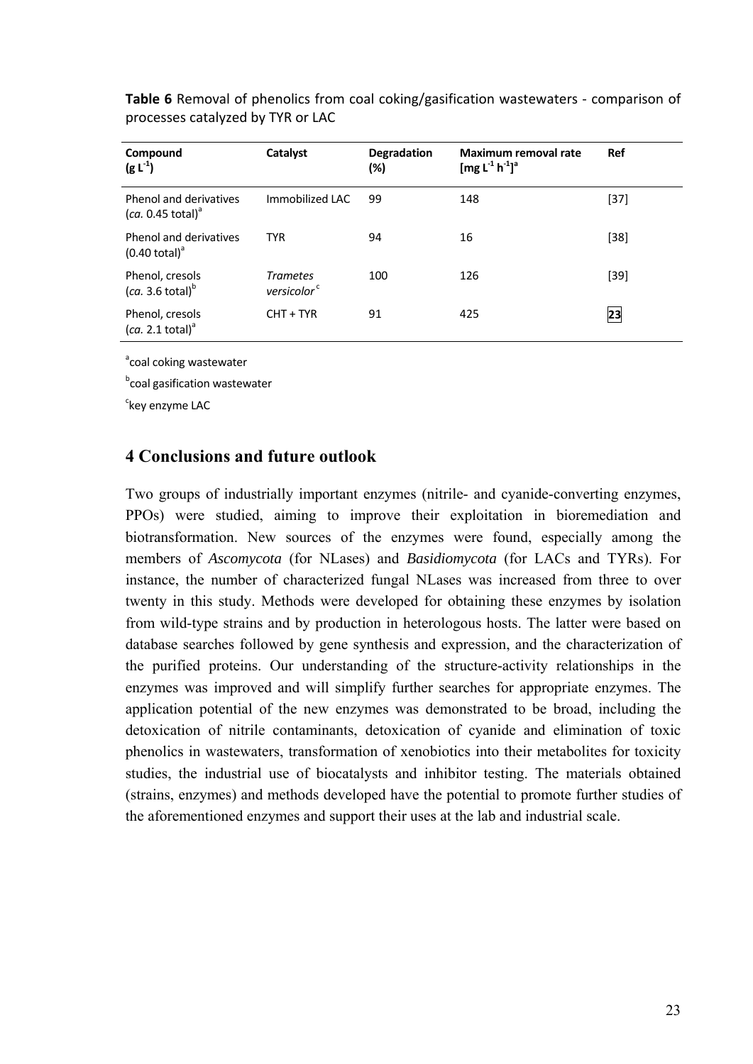**Table 6** Removal of phenolics from coal coking/gasification wastewaters - comparison of processes catalyzed by TYR or LAC

| Compound ($g\ L^{-1}$) | Catalyst | Degradation (%) | Maximum removal rate [$mg\ L^{-1}\ h^{-1}$][a] | Ref |
|---|---|---|---|---|
| Phenol and derivatives (*ca.* 0.45 total)[a] | Immobilized LAC | 99 | 148 | [37] |
| Phenol and derivatives (0.40 total)[a] | TYR | 94 | 16 | [38] |
| Phenol, cresols (*ca.* 3.6 total)[b] | *Trametes versicolor*[c] | 100 | 126 | [39] |
| Phenol, cresols (*ca.* 2.1 total)[a] | CHT + TYR | 91 | 425 | 23 |

[a]coal coking wastewater

[b]coal gasification wastewater

[c]key enzyme LAC

## 4 Conclusions and future outlook

Two groups of industrially important enzymes (nitrile- and cyanide-converting enzymes, PPOs) were studied, aiming to improve their exploitation in bioremediation and biotransformation. New sources of the enzymes were found, especially among the members of *Ascomycota* (for NLases) and *Basidiomycota* (for LACs and TYRs). For instance, the number of characterized fungal NLases was increased from three to over twenty in this study. Methods were developed for obtaining these enzymes by isolation from wild-type strains and by production in heterologous hosts. The latter were based on database searches followed by gene synthesis and expression, and the characterization of the purified proteins. Our understanding of the structure-activity relationships in the enzymes was improved and will simplify further searches for appropriate enzymes. The application potential of the new enzymes was demonstrated to be broad, including the detoxication of nitrile contaminants, detoxication of cyanide and elimination of toxic phenolics in wastewaters, transformation of xenobiotics into their metabolites for toxicity studies, the industrial use of biocatalysts and inhibitor testing. The materials obtained (strains, enzymes) and methods developed have the potential to promote further studies of the aforementioned enzymes and support their uses at the lab and industrial scale.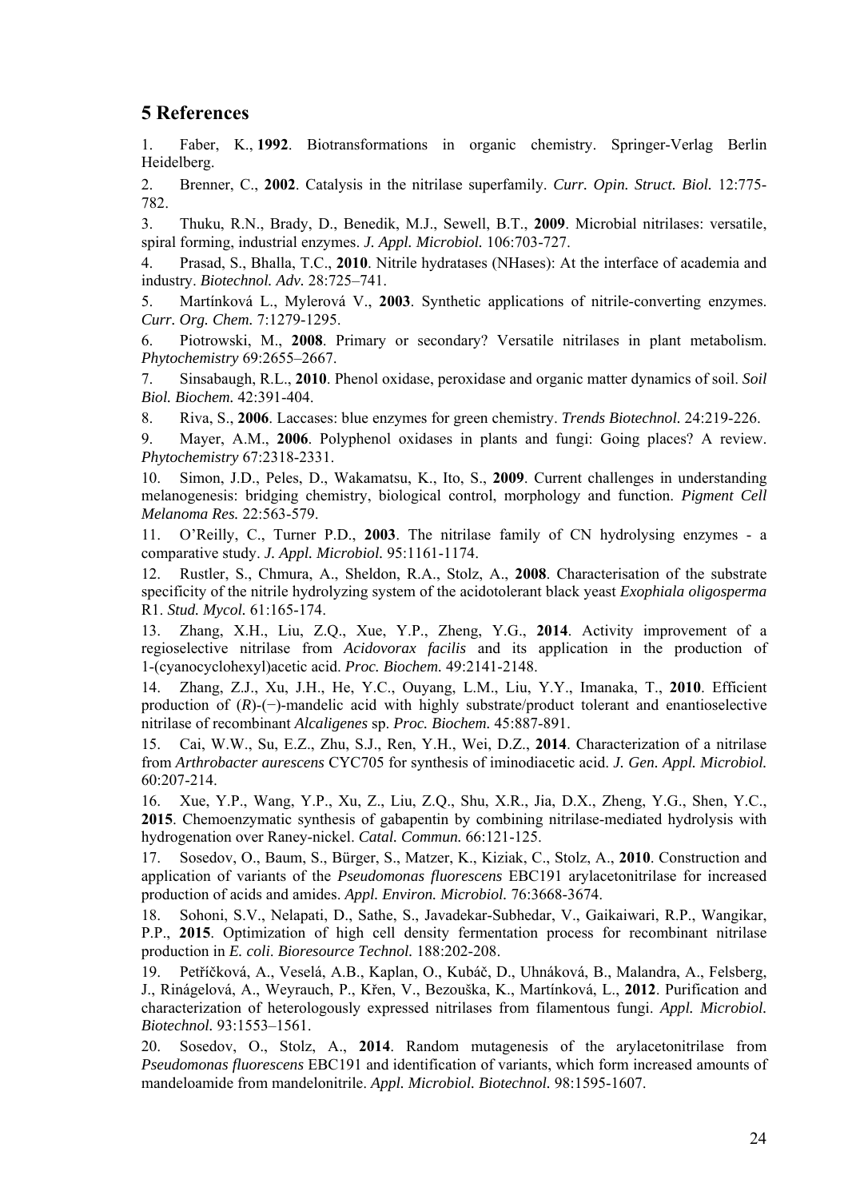## 5 References

1. Faber, K., **1992**. Biotransformations in organic chemistry. Springer-Verlag Berlin Heidelberg.
2. Brenner, C., **2002**. Catalysis in the nitrilase superfamily. *Curr. Opin. Struct. Biol.* 12:775-782.
3. Thuku, R.N., Brady, D., Benedik, M.J., Sewell, B.T., **2009**. Microbial nitrilases: versatile, spiral forming, industrial enzymes. *J. Appl. Microbiol.* 106:703-727.
4. Prasad, S., Bhalla, T.C., **2010**. Nitrile hydratases (NHases): At the interface of academia and industry. *Biotechnol. Adv.* 28:725–741.
5. Martínková L., Mylerová V., **2003**. Synthetic applications of nitrile-converting enzymes. *Curr. Org. Chem.* 7:1279-1295.
6. Piotrowski, M., **2008**. Primary or secondary? Versatile nitrilases in plant metabolism. *Phytochemistry* 69:2655–2667.
7. Sinsabaugh, R.L., **2010**. Phenol oxidase, peroxidase and organic matter dynamics of soil. *Soil Biol. Biochem.* 42:391-404.
8. Riva, S., **2006**. Laccases: blue enzymes for green chemistry. *Trends Biotechnol.* 24:219-226.
9. Mayer, A.M., **2006**. Polyphenol oxidases in plants and fungi: Going places? A review. *Phytochemistry* 67:2318-2331.
10. Simon, J.D., Peles, D., Wakamatsu, K., Ito, S., **2009**. Current challenges in understanding melanogenesis: bridging chemistry, biological control, morphology and function. *Pigment Cell Melanoma Res.* 22:563-579.
11. O'Reilly, C., Turner P.D., **2003**. The nitrilase family of CN hydrolysing enzymes - a comparative study. *J. Appl. Microbiol.* 95:1161-1174.
12. Rustler, S., Chmura, A., Sheldon, R.A., Stolz, A., **2008**. Characterisation of the substrate specificity of the nitrile hydrolyzing system of the acidotolerant black yeast *Exophiala oligosperma* R1. *Stud. Mycol.* 61:165-174.
13. Zhang, X.H., Liu, Z.Q., Xue, Y.P., Zheng, Y.G., **2014**. Activity improvement of a regioselective nitrilase from *Acidovorax facilis* and its application in the production of 1-(cyanocyclohexyl)acetic acid. *Proc. Biochem.* 49:2141-2148.
14. Zhang, Z.J., Xu, J.H., He, Y.C., Ouyang, L.M., Liu, Y.Y., Imanaka, T., **2010**. Efficient production of (*R*)-(−)-mandelic acid with highly substrate/product tolerant and enantioselective nitrilase of recombinant *Alcaligenes* sp. *Proc. Biochem.* 45:887-891.
15. Cai, W.W., Su, E.Z., Zhu, S.J., Ren, Y.H., Wei, D.Z., **2014**. Characterization of a nitrilase from *Arthrobacter aurescens* CYC705 for synthesis of iminodiacetic acid. *J. Gen. Appl. Microbiol.* 60:207-214.
16. Xue, Y.P., Wang, Y.P., Xu, Z., Liu, Z.Q., Shu, X.R., Jia, D.X., Zheng, Y.G., Shen, Y.C., **2015**. Chemoenzymatic synthesis of gabapentin by combining nitrilase-mediated hydrolysis with hydrogenation over Raney-nickel. *Catal. Commun.* 66:121-125.
17. Sosedov, O., Baum, S., Bürger, S., Matzer, K., Kiziak, C., Stolz, A., **2010**. Construction and application of variants of the *Pseudomonas fluorescens* EBC191 arylacetonitrilase for increased production of acids and amides. *Appl. Environ. Microbiol.* 76:3668-3674.
18. Sohoni, S.V., Nelapati, D., Sathe, S., Javadekar-Subhedar, V., Gaikaiwari, R.P., Wangikar, P.P., **2015**. Optimization of high cell density fermentation process for recombinant nitrilase production in *E. coli*. *Bioresource Technol.* 188:202-208.
19. Petříčková, A., Veselá, A.B., Kaplan, O., Kubáč, D., Uhnáková, B., Malandra, A., Felsberg, J., Rinágelová, A., Weyrauch, P., Křen, V., Bezouška, K., Martínková, L., **2012**. Purification and characterization of heterologously expressed nitrilases from filamentous fungi. *Appl. Microbiol. Biotechnol.* 93:1553–1561.
20. Sosedov, O., Stolz, A., **2014**. Random mutagenesis of the arylacetonitrilase from *Pseudomonas fluorescens* EBC191 and identification of variants, which form increased amounts of mandeloamide from mandelonitrile. *Appl. Microbiol. Biotechnol.* 98:1595-1607.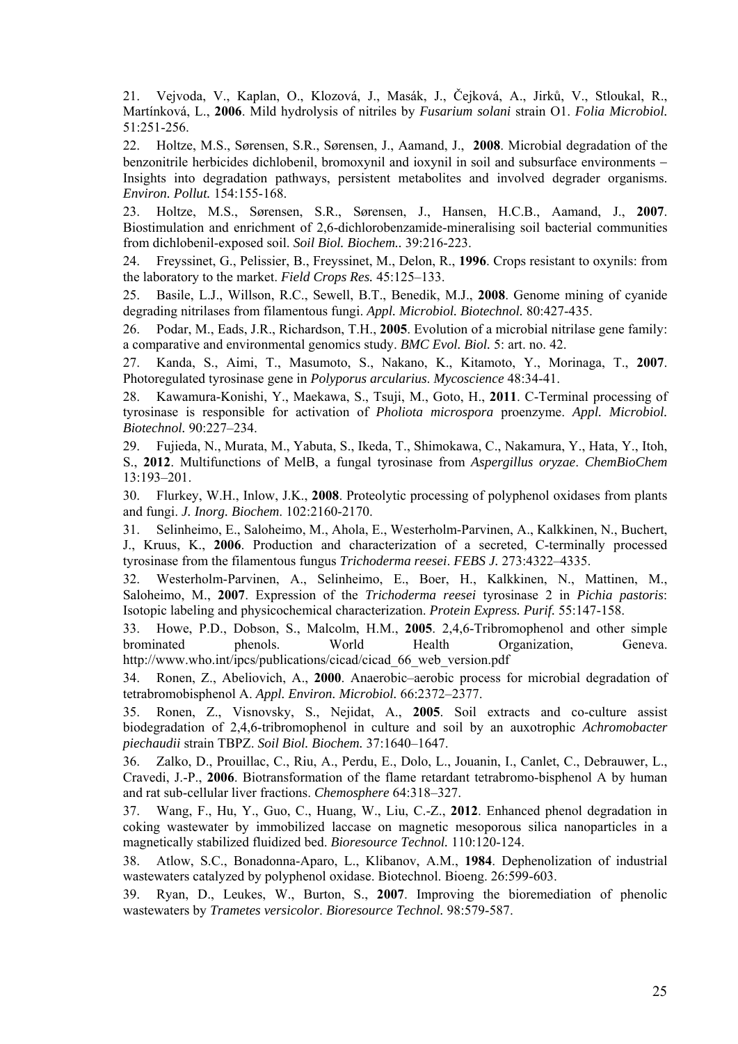21. Vejvoda, V., Kaplan, O., Klozová, J., Masák, J., Čejková, A., Jirků, V., Stloukal, R., Martínková, L., **2006**. Mild hydrolysis of nitriles by *Fusarium solani* strain O1. *Folia Microbiol.* 51:251-256.

22. Holtze, M.S., Sørensen, S.R., Sørensen, J., Aamand, J., **2008**. Microbial degradation of the benzonitrile herbicides dichlobenil, bromoxynil and ioxynil in soil and subsurface environments – Insights into degradation pathways, persistent metabolites and involved degrader organisms. *Environ. Pollut.* 154:155-168.

23. Holtze, M.S., Sørensen, S.R., Sørensen, J., Hansen, H.C.B., Aamand, J., **2007**. Biostimulation and enrichment of 2,6-dichlorobenzamide-mineralising soil bacterial communities from dichlobenil-exposed soil. *Soil Biol. Biochem.*. 39:216-223.

24. Freyssinet, G., Pelissier, B., Freyssinet, M., Delon, R., **1996**. Crops resistant to oxynils: from the laboratory to the market. *Field Crops Res.* 45:125–133.

25. Basile, L.J., Willson, R.C., Sewell, B.T., Benedik, M.J., **2008**. Genome mining of cyanide degrading nitrilases from filamentous fungi. *Appl. Microbiol. Biotechnol.* 80:427-435.

26. Podar, M., Eads, J.R., Richardson, T.H., **2005**. Evolution of a microbial nitrilase gene family: a comparative and environmental genomics study. *BMC Evol. Biol.* 5: art. no. 42.

27. Kanda, S., Aimi, T., Masumoto, S., Nakano, K., Kitamoto, Y., Morinaga, T., **2007**. Photoregulated tyrosinase gene in *Polyporus arcularius*. *Mycoscience* 48:34-41.

28. Kawamura-Konishi, Y., Maekawa, S., Tsuji, M., Goto, H., **2011**. C-Terminal processing of tyrosinase is responsible for activation of *Pholiota microspora* proenzyme. *Appl. Microbiol. Biotechnol.* 90:227–234.

29. Fujieda, N., Murata, M., Yabuta, S., Ikeda, T., Shimokawa, C., Nakamura, Y., Hata, Y., Itoh, S., **2012**. Multifunctions of MelB, a fungal tyrosinase from *Aspergillus oryzae*. *ChemBioChem* 13:193–201.

30. Flurkey, W.H., Inlow, J.K., **2008**. Proteolytic processing of polyphenol oxidases from plants and fungi. *J. Inorg. Biochem*. 102:2160-2170.

31. Selinheimo, E., Saloheimo, M., Ahola, E., Westerholm-Parvinen, A., Kalkkinen, N., Buchert, J., Kruus, K., **2006**. Production and characterization of a secreted, C-terminally processed tyrosinase from the filamentous fungus *Trichoderma reesei*. *FEBS J.* 273:4322–4335.

32. Westerholm-Parvinen, A., Selinheimo, E., Boer, H., Kalkkinen, N., Mattinen, M., Saloheimo, M., **2007**. Expression of the *Trichoderma reesei* tyrosinase 2 in *Pichia pastoris*: Isotopic labeling and physicochemical characterization. *Protein Express. Purif.* 55:147-158.

33. Howe, P.D., Dobson, S., Malcolm, H.M., **2005**. 2,4,6-Tribromophenol and other simple brominated phenols. World Health Organization, Geneva. http://www.who.int/ipcs/publications/cicad/cicad_66_web_version.pdf

34. Ronen, Z., Abeliovich, A., **2000**. Anaerobic–aerobic process for microbial degradation of tetrabromobisphenol A. *Appl. Environ. Microbiol.* 66:2372–2377.

35. Ronen, Z., Visnovsky, S., Nejidat, A., **2005**. Soil extracts and co-culture assist biodegradation of 2,4,6-tribromophenol in culture and soil by an auxotrophic *Achromobacter piechaudii* strain TBPZ. *Soil Biol. Biochem.* 37:1640–1647.

36. Zalko, D., Prouillac, C., Riu, A., Perdu, E., Dolo, L., Jouanin, I., Canlet, C., Debrauwer, L., Cravedi, J.-P., **2006**. Biotransformation of the flame retardant tetrabromo-bisphenol A by human and rat sub-cellular liver fractions. *Chemosphere* 64:318–327.

37. Wang, F., Hu, Y., Guo, C., Huang, W., Liu, C.-Z., **2012**. Enhanced phenol degradation in coking wastewater by immobilized laccase on magnetic mesoporous silica nanoparticles in a magnetically stabilized fluidized bed. *Bioresource Technol.* 110:120-124.

38. Atlow, S.C., Bonadonna-Aparo, L., Klibanov, A.M., **1984**. Dephenolization of industrial wastewaters catalyzed by polyphenol oxidase. Biotechnol. Bioeng. 26:599-603.

39. Ryan, D., Leukes, W., Burton, S., **2007**. Improving the bioremediation of phenolic wastewaters by *Trametes versicolor*. *Bioresource Technol.* 98:579-587.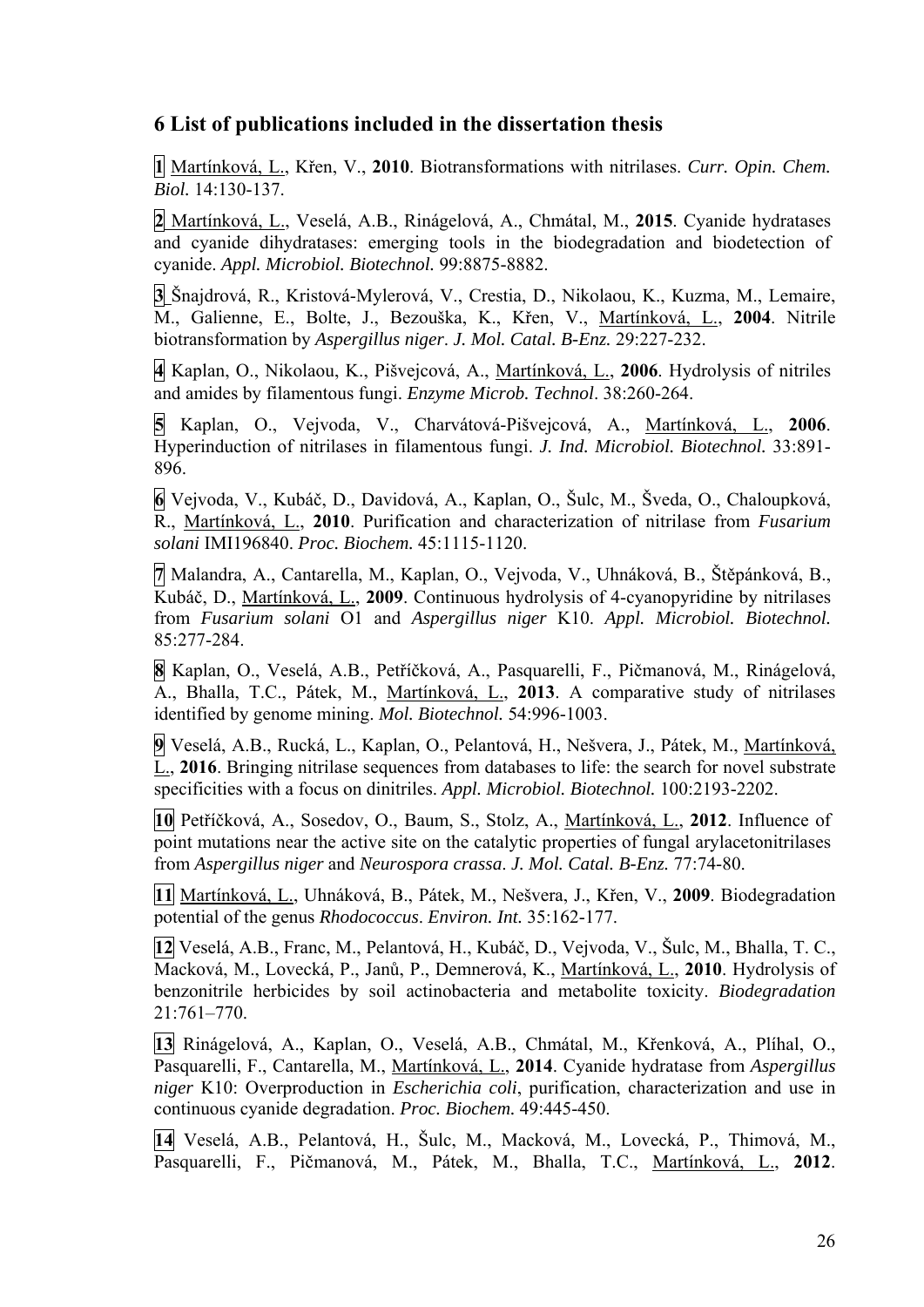## 6 List of publications included in the dissertation thesis

**1** Martínková, L., Křen, V., **2010**. Biotransformations with nitrilases. *Curr. Opin. Chem. Biol.* 14:130-137.

**2** Martínková, L., Veselá, A.B., Rinágelová, A., Chmátal, M., **2015**. Cyanide hydratases and cyanide dihydratases: emerging tools in the biodegradation and biodetection of cyanide. *Appl. Microbiol. Biotechnol.* 99:8875-8882.

**3** Šnajdrová, R., Kristová-Mylerová, V., Crestia, D., Nikolaou, K., Kuzma, M., Lemaire, M., Galienne, E., Bolte, J., Bezouška, K., Křen, V., Martínková, L., **2004**. Nitrile biotransformation by *Aspergillus niger*. *J. Mol. Catal. B-Enz.* 29:227-232.

**4** Kaplan, O., Nikolaou, K., Pišvejcová, A., Martínková, L., **2006**. Hydrolysis of nitriles and amides by filamentous fungi. *Enzyme Microb. Technol*. 38:260-264.

**5** Kaplan, O., Vejvoda, V., Charvátová-Pišvejcová, A., Martínková, L., **2006**. Hyperinduction of nitrilases in filamentous fungi. *J. Ind. Microbiol. Biotechnol.* 33:891-896.

**6** Vejvoda, V., Kubáč, D., Davidová, A., Kaplan, O., Šulc, M., Šveda, O., Chaloupková, R., Martínková, L., **2010**. Purification and characterization of nitrilase from *Fusarium solani* IMI196840. *Proc. Biochem.* 45:1115-1120.

**7** Malandra, A., Cantarella, M., Kaplan, O., Vejvoda, V., Uhnáková, B., Štěpánková, B., Kubáč, D., Martínková, L., **2009**. Continuous hydrolysis of 4-cyanopyridine by nitrilases from *Fusarium solani* O1 and *Aspergillus niger* K10. *Appl. Microbiol. Biotechnol.* 85:277-284.

**8** Kaplan, O., Veselá, A.B., Petříčková, A., Pasquarelli, F., Pičmanová, M., Rinágelová, A., Bhalla, T.C., Pátek, M., Martínková, L., **2013**. A comparative study of nitrilases identified by genome mining. *Mol. Biotechnol.* 54:996-1003.

**9** Veselá, A.B., Rucká, L., Kaplan, O., Pelantová, H., Nešvera, J., Pátek, M., Martínková, L., **2016**. Bringing nitrilase sequences from databases to life: the search for novel substrate specificities with a focus on dinitriles. *Appl. Microbiol. Biotechnol.* 100:2193-2202.

**10** Petříčková, A., Sosedov, O., Baum, S., Stolz, A., Martínková, L., **2012**. Influence of point mutations near the active site on the catalytic properties of fungal arylacetonitrilases from *Aspergillus niger* and *Neurospora crassa*. *J. Mol. Catal. B-Enz.* 77:74-80.

**11** Martínková, L., Uhnáková, B., Pátek, M., Nešvera, J., Křen, V., **2009**. Biodegradation potential of the genus *Rhodococcus*. *Environ. Int.* 35:162-177.

**12** Veselá, A.B., Franc, M., Pelantová, H., Kubáč, D., Vejvoda, V., Šulc, M., Bhalla, T. C., Macková, M., Lovecká, P., Janů, P., Demnerová, K., Martínková, L., **2010**. Hydrolysis of benzonitrile herbicides by soil actinobacteria and metabolite toxicity. *Biodegradation* 21:761–770.

**13** Rinágelová, A., Kaplan, O., Veselá, A.B., Chmátal, M., Křenková, A., Plíhal, O., Pasquarelli, F., Cantarella, M., Martínková, L., **2014**. Cyanide hydratase from *Aspergillus niger* K10: Overproduction in *Escherichia coli*, purification, characterization and use in continuous cyanide degradation. *Proc. Biochem.* 49:445-450.

**14** Veselá, A.B., Pelantová, H., Šulc, M., Macková, M., Lovecká, P., Thimová, M., Pasquarelli, F., Pičmanová, M., Pátek, M., Bhalla, T.C., Martínková, L., **2012**.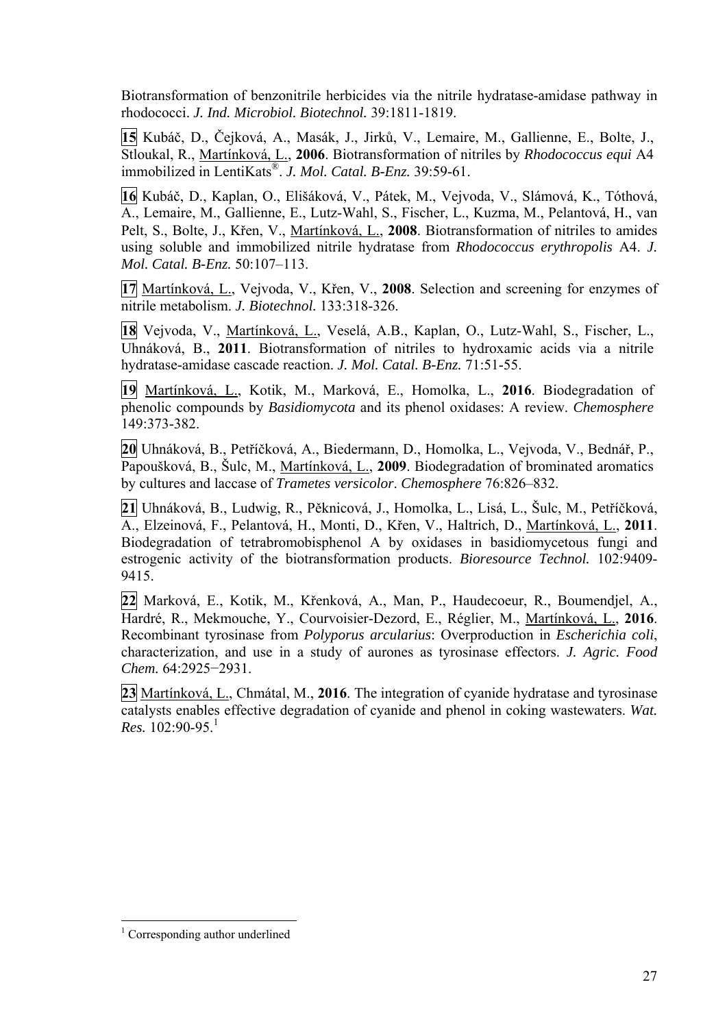Biotransformation of benzonitrile herbicides via the nitrile hydratase-amidase pathway in rhodococci. *J. Ind. Microbiol. Biotechnol.* 39:1811-1819.

**15** Kubáč, D., Čejková, A., Masák, J., Jirků, V., Lemaire, M., Gallienne, E., Bolte, J., Stloukal, R., Martínková, L., **2006**. Biotransformation of nitriles by *Rhodococcus equi* A4 immobilized in LentiKats®. *J. Mol. Catal. B-Enz.* 39:59-61.

**16** Kubáč, D., Kaplan, O., Elišáková, V., Pátek, M., Vejvoda, V., Slámová, K., Tóthová, A., Lemaire, M., Gallienne, E., Lutz-Wahl, S., Fischer, L., Kuzma, M., Pelantová, H., van Pelt, S., Bolte, J., Křen, V., Martínková, L., **2008**. Biotransformation of nitriles to amides using soluble and immobilized nitrile hydratase from *Rhodococcus erythropolis* A4. *J. Mol. Catal. B-Enz.* 50:107–113.

**17** Martínková, L., Vejvoda, V., Křen, V., **2008**. Selection and screening for enzymes of nitrile metabolism. *J. Biotechnol.* 133:318-326.

**18** Vejvoda, V., Martínková, L., Veselá, A.B., Kaplan, O., Lutz-Wahl, S., Fischer, L., Uhnáková, B., **2011**. Biotransformation of nitriles to hydroxamic acids via a nitrile hydratase-amidase cascade reaction. *J. Mol. Catal. B-Enz.* 71:51-55.

**19** Martínková, L., Kotik, M., Marková, E., Homolka, L., **2016**. Biodegradation of phenolic compounds by *Basidiomycota* and its phenol oxidases: A review. *Chemosphere* 149:373-382.

**20** Uhnáková, B., Petříčková, A., Biedermann, D., Homolka, L., Vejvoda, V., Bednář, P., Papoušková, B., Šulc, M., Martínková, L., **2009**. Biodegradation of brominated aromatics by cultures and laccase of *Trametes versicolor*. *Chemosphere* 76:826–832.

**21** Uhnáková, B., Ludwig, R., Pěknicová, J., Homolka, L., Lisá, L., Šulc, M., Petříčková, A., Elzeinová, F., Pelantová, H., Monti, D., Křen, V., Haltrich, D., Martínková, L., **2011**. Biodegradation of tetrabromobisphenol A by oxidases in basidiomycetous fungi and estrogenic activity of the biotransformation products. *Bioresource Technol.* 102:9409-9415.

**22** Marková, E., Kotik, M., Křenková, A., Man, P., Haudecoeur, R., Boumendjel, A., Hardré, R., Mekmouche, Y., Courvoisier-Dezord, E., Réglier, M., Martínková, L., **2016**. Recombinant tyrosinase from *Polyporus arcularius*: Overproduction in *Escherichia coli*, characterization, and use in a study of aurones as tyrosinase effectors. *J. Agric. Food Chem.* 64:2925−2931.

**23** Martínková, L., Chmátal, M., **2016**. The integration of cyanide hydratase and tyrosinase catalysts enables effective degradation of cyanide and phenol in coking wastewaters. *Wat. Res.* 102:90-95.[1]

[1] Corresponding author underlined